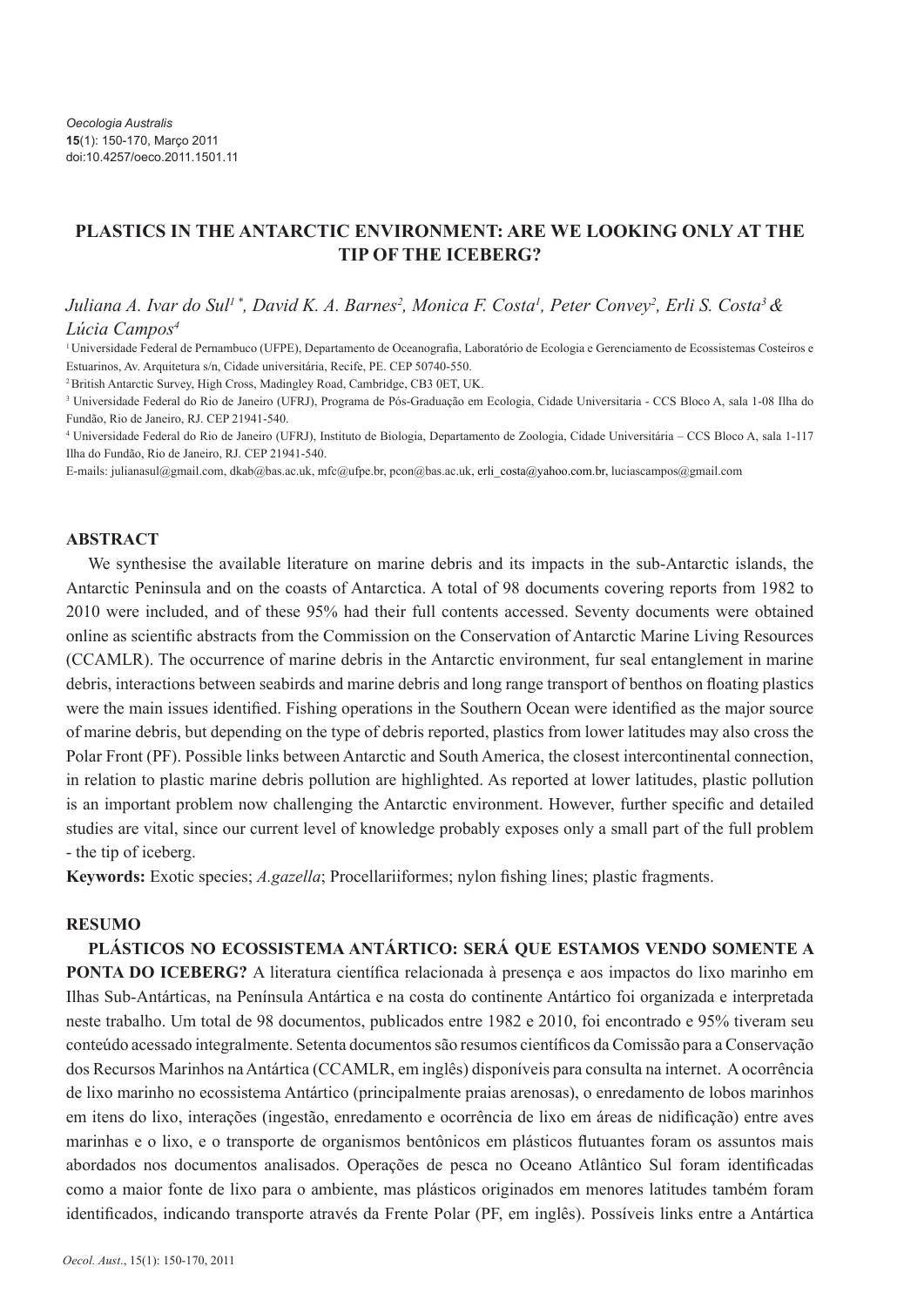Oecologia Australis
15(1): 150-170, Março 2011
doi:10.4257/oeco.2011.1501.11

# PLASTICS IN THE ANTARCTIC ENVIRONMENT: ARE WE LOOKING ONLY AT THE TIP OF THE ICEBERG?

*Juliana A. Ivar do Sul[1] \*, David K. A. Barnes[2], Monica F. Costa[1], Peter Convey[2], Erli S. Costa[3] & Lúcia Campos[4]*

[1] Universidade Federal de Pernambuco (UFPE), Departamento de Oceanografia, Laboratório de Ecologia e Gerenciamento de Ecossistemas Costeiros e Estuarinos, Av. Arquitetura s/n, Cidade universitária, Recife, PE. CEP 50740-550.

[2] British Antarctic Survey, High Cross, Madingley Road, Cambridge, CB3 0ET, UK.

[3] Universidade Federal do Rio de Janeiro (UFRJ), Programa de Pós-Graduação em Ecologia, Cidade Universitaria - CCS Bloco A, sala 1-08 Ilha do Fundão, Rio de Janeiro, RJ. CEP 21941-540.

[4] Universidade Federal do Rio de Janeiro (UFRJ), Instituto de Biologia, Departamento de Zoologia, Cidade Universitária – CCS Bloco A, sala 1-117 Ilha do Fundão, Rio de Janeiro, RJ. CEP 21941-540.

E-mails: julianasul@gmail.com, dkab@bas.ac.uk, mfc@ufpe.br, pcon@bas.ac.uk, erli_costa@yahoo.com.br, luciascampos@gmail.com

## ABSTRACT

We synthesise the available literature on marine debris and its impacts in the sub-Antarctic islands, the Antarctic Peninsula and on the coasts of Antarctica. A total of 98 documents covering reports from 1982 to 2010 were included, and of these 95% had their full contents accessed. Seventy documents were obtained online as scientific abstracts from the Commission on the Conservation of Antarctic Marine Living Resources (CCAMLR). The occurrence of marine debris in the Antarctic environment, fur seal entanglement in marine debris, interactions between seabirds and marine debris and long range transport of benthos on floating plastics were the main issues identified. Fishing operations in the Southern Ocean were identified as the major source of marine debris, but depending on the type of debris reported, plastics from lower latitudes may also cross the Polar Front (PF). Possible links between Antarctic and South America, the closest intercontinental connection, in relation to plastic marine debris pollution are highlighted. As reported at lower latitudes, plastic pollution is an important problem now challenging the Antarctic environment. However, further specific and detailed studies are vital, since our current level of knowledge probably exposes only a small part of the full problem - the tip of iceberg.

**Keywords:** Exotic species; *A.gazella*; Procellariiformes; nylon fishing lines; plastic fragments.

## RESUMO

**PLÁSTICOS NO ECOSSISTEMA ANTÁRTICO: SERÁ QUE ESTAMOS VENDO SOMENTE A PONTA DO ICEBERG?** A literatura científica relacionada à presença e aos impactos do lixo marinho em Ilhas Sub-Antárticas, na Península Antártica e na costa do continente Antártico foi organizada e interpretada neste trabalho. Um total de 98 documentos, publicados entre 1982 e 2010, foi encontrado e 95% tiveram seu conteúdo acessado integralmente. Setenta documentos são resumos científicos da Comissão para a Conservação dos Recursos Marinhos na Antártica (CCAMLR, em inglês) disponíveis para consulta na internet. A ocorrência de lixo marinho no ecossistema Antártico (principalmente praias arenosas), o enredamento de lobos marinhos em itens do lixo, interações (ingestão, enredamento e ocorrência de lixo em áreas de nidificação) entre aves marinhas e o lixo, e o transporte de organismos bentônicos em plásticos flutuantes foram os assuntos mais abordados nos documentos analisados. Operações de pesca no Oceano Atlântico Sul foram identificadas como a maior fonte de lixo para o ambiente, mas plásticos originados em menores latitudes também foram identificados, indicando transporte através da Frente Polar (PF, em inglês). Possíveis links entre a Antártica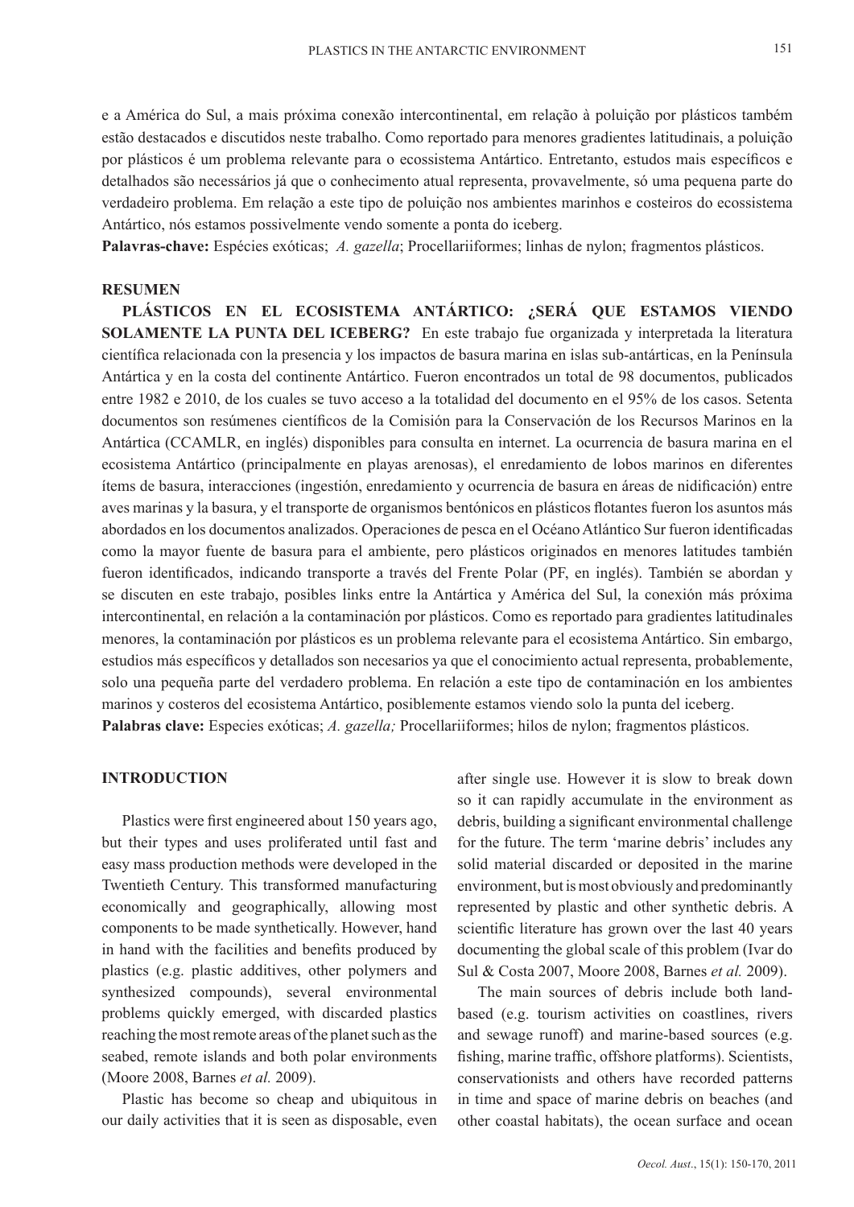e a América do Sul, a mais próxima conexão intercontinental, em relação à poluição por plásticos também estão destacados e discutidos neste trabalho. Como reportado para menores gradientes latitudinais, a poluição por plásticos é um problema relevante para o ecossistema Antártico. Entretanto, estudos mais específicos e detalhados são necessários já que o conhecimento atual representa, provavelmente, só uma pequena parte do verdadeiro problema. Em relação a este tipo de poluição nos ambientes marinhos e costeiros do ecossistema Antártico, nós estamos possivelmente vendo somente a ponta do iceberg.

**Palavras-chave:** Espécies exóticas; *A. gazella*; Procellariiformes; linhas de nylon; fragmentos plásticos.

## RESUMEN

**PLÁSTICOS EN EL ECOSISTEMA ANTÁRTICO: ¿SERÁ QUE ESTAMOS VIENDO SOLAMENTE LA PUNTA DEL ICEBERG?** En este trabajo fue organizada e interpretada la literatura científica relacionada con la presencia y los impactos de basura marina en islas sub-antárticas, en la Península Antártica y en la costa del continente Antártico. Fueron encontrados un total de 98 documentos, publicados entre 1982 e 2010, de los cuales se tuvo acceso a la totalidad del documento en el 95% de los casos. Setenta documentos son resúmenes científicos de la Comisión para la Conservación de los Recursos Marinos en la Antártica (CCAMLR, en inglés) disponibles para consulta en internet. La ocurrencia de basura marina en el ecosistema Antártico (principalmente en playas arenosas), el enredamiento de lobos marinos en diferentes ítems de basura, interacciones (ingestión, enredamiento y ocurrencia de basura en áreas de nidificación) entre aves marinas y la basura, y el transporte de organismos bentónicos en plásticos flotantes fueron los asuntos más abordados en los documentos analizados. Operaciones de pesca en el Océano Atlántico Sur fueron identificadas como la mayor fuente de basura para el ambiente, pero plásticos originados en menores latitudes también fueron identificados, indicando transporte a través del Frente Polar (PF, en inglés). También se abordan y se discuten en este trabajo, posibles links entre la Antártica y América del Sul, la conexión más próxima intercontinental, en relación a la contaminación por plásticos. Como es reportado para gradientes latitudinales menores, la contaminación por plásticos es un problema relevante para el ecosistema Antártico. Sin embargo, estudios más específicos y detallados son necesarios ya que el conocimiento actual representa, probablemente, solo una pequeña parte del verdadero problema. En relación a este tipo de contaminación en los ambientes marinos y costeros del ecosistema Antártico, posiblemente estamos viendo solo la punta del iceberg.

**Palabras clave:** Especies exóticas; *A. gazella;* Procellariiformes; hilos de nylon; fragmentos plásticos.

## INTRODUCTION

Plastics were first engineered about 150 years ago, but their types and uses proliferated until fast and easy mass production methods were developed in the Twentieth Century. This transformed manufacturing economically and geographically, allowing most components to be made synthetically. However, hand in hand with the facilities and benefits produced by plastics (e.g. plastic additives, other polymers and synthesized compounds), several environmental problems quickly emerged, with discarded plastics reaching the most remote areas of the planet such as the seabed, remote islands and both polar environments (Moore 2008, Barnes *et al.* 2009).

Plastic has become so cheap and ubiquitous in our daily activities that it is seen as disposable, even after single use. However it is slow to break down so it can rapidly accumulate in the environment as debris, building a significant environmental challenge for the future. The term 'marine debris' includes any solid material discarded or deposited in the marine environment, but is most obviously and predominantly represented by plastic and other synthetic debris. A scientific literature has grown over the last 40 years documenting the global scale of this problem (Ivar do Sul & Costa 2007, Moore 2008, Barnes *et al.* 2009).

The main sources of debris include both land-based (e.g. tourism activities on coastlines, rivers and sewage runoff) and marine-based sources (e.g. fishing, marine traffic, offshore platforms). Scientists, conservationists and others have recorded patterns in time and space of marine debris on beaches (and other coastal habitats), the ocean surface and ocean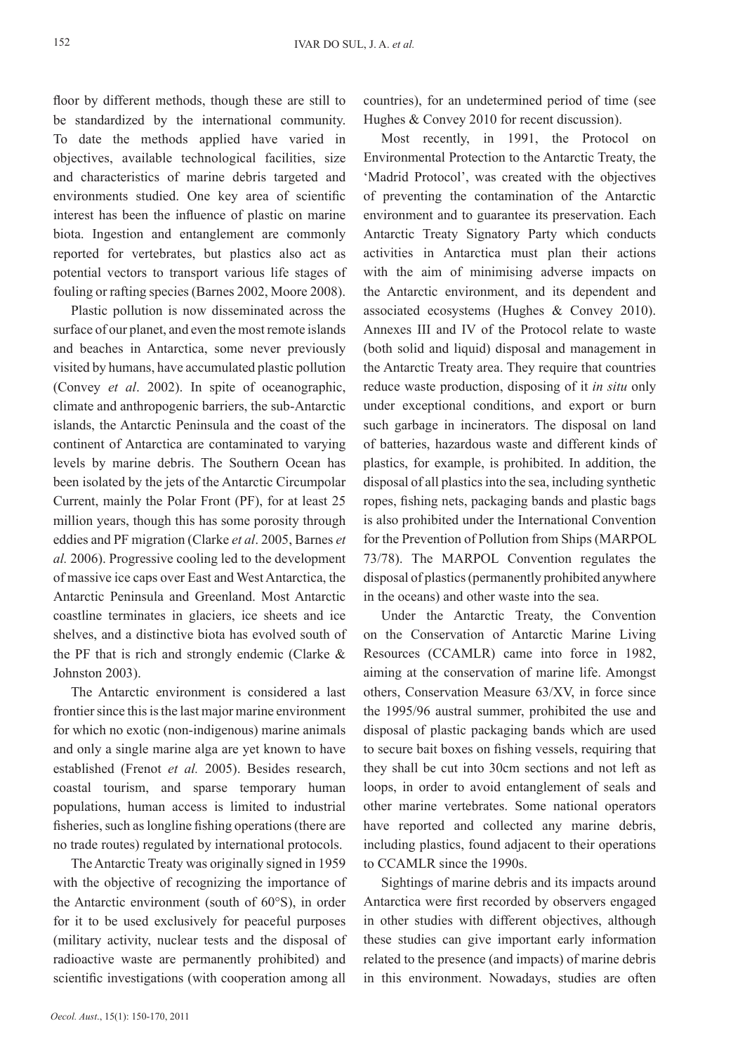floor by different methods, though these are still to be standardized by the international community. To date the methods applied have varied in objectives, available technological facilities, size and characteristics of marine debris targeted and environments studied. One key area of scientific interest has been the influence of plastic on marine biota. Ingestion and entanglement are commonly reported for vertebrates, but plastics also act as potential vectors to transport various life stages of fouling or rafting species (Barnes 2002, Moore 2008).

Plastic pollution is now disseminated across the surface of our planet, and even the most remote islands and beaches in Antarctica, some never previously visited by humans, have accumulated plastic pollution (Convey *et al*. 2002). In spite of oceanographic, climate and anthropogenic barriers, the sub-Antarctic islands, the Antarctic Peninsula and the coast of the continent of Antarctica are contaminated to varying levels by marine debris. The Southern Ocean has been isolated by the jets of the Antarctic Circumpolar Current, mainly the Polar Front (PF), for at least 25 million years, though this has some porosity through eddies and PF migration (Clarke *et al*. 2005, Barnes *et al.* 2006). Progressive cooling led to the development of massive ice caps over East and West Antarctica, the Antarctic Peninsula and Greenland. Most Antarctic coastline terminates in glaciers, ice sheets and ice shelves, and a distinctive biota has evolved south of the PF that is rich and strongly endemic (Clarke & Johnston 2003).

The Antarctic environment is considered a last frontier since this is the last major marine environment for which no exotic (non-indigenous) marine animals and only a single marine alga are yet known to have established (Frenot *et al.* 2005). Besides research, coastal tourism, and sparse temporary human populations, human access is limited to industrial fisheries, such as longline fishing operations (there are no trade routes) regulated by international protocols.

The Antarctic Treaty was originally signed in 1959 with the objective of recognizing the importance of the Antarctic environment (south of 60°S), in order for it to be used exclusively for peaceful purposes (military activity, nuclear tests and the disposal of radioactive waste are permanently prohibited) and scientific investigations (with cooperation among all countries), for an undetermined period of time (see Hughes & Convey 2010 for recent discussion).

Most recently, in 1991, the Protocol on Environmental Protection to the Antarctic Treaty, the 'Madrid Protocol', was created with the objectives of preventing the contamination of the Antarctic environment and to guarantee its preservation. Each Antarctic Treaty Signatory Party which conducts activities in Antarctica must plan their actions with the aim of minimising adverse impacts on the Antarctic environment, and its dependent and associated ecosystems (Hughes & Convey 2010). Annexes III and IV of the Protocol relate to waste (both solid and liquid) disposal and management in the Antarctic Treaty area. They require that countries reduce waste production, disposing of it *in situ* only under exceptional conditions, and export or burn such garbage in incinerators. The disposal on land of batteries, hazardous waste and different kinds of plastics, for example, is prohibited. In addition, the disposal of all plastics into the sea, including synthetic ropes, fishing nets, packaging bands and plastic bags is also prohibited under the International Convention for the Prevention of Pollution from Ships (MARPOL 73/78). The MARPOL Convention regulates the disposal of plastics (permanently prohibited anywhere in the oceans) and other waste into the sea.

Under the Antarctic Treaty, the Convention on the Conservation of Antarctic Marine Living Resources (CCAMLR) came into force in 1982, aiming at the conservation of marine life. Amongst others, Conservation Measure 63/XV, in force since the 1995/96 austral summer, prohibited the use and disposal of plastic packaging bands which are used to secure bait boxes on fishing vessels, requiring that they shall be cut into 30cm sections and not left as loops, in order to avoid entanglement of seals and other marine vertebrates. Some national operators have reported and collected any marine debris, including plastics, found adjacent to their operations to CCAMLR since the 1990s.

Sightings of marine debris and its impacts around Antarctica were first recorded by observers engaged in other studies with different objectives, although these studies can give important early information related to the presence (and impacts) of marine debris in this environment. Nowadays, studies are often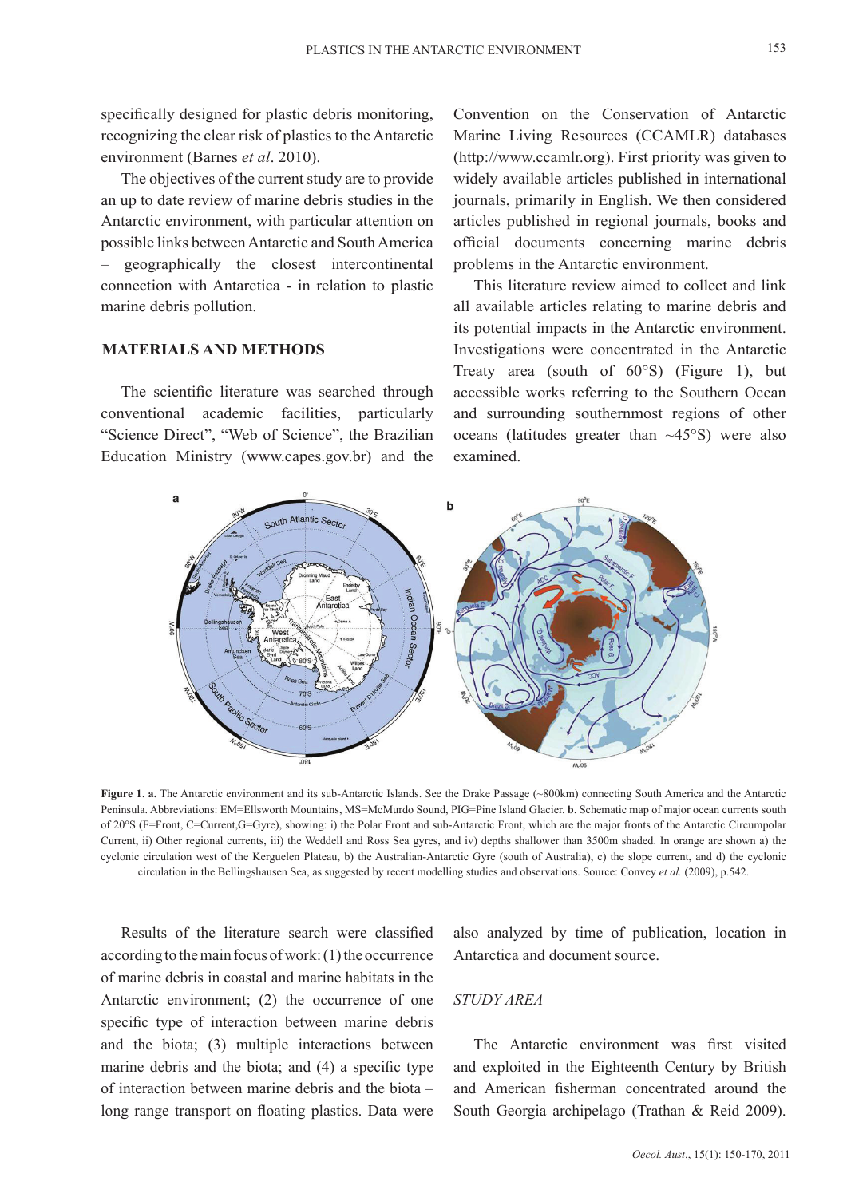specifically designed for plastic debris monitoring, recognizing the clear risk of plastics to the Antarctic environment (Barnes *et al*. 2010).

The objectives of the current study are to provide an up to date review of marine debris studies in the Antarctic environment, with particular attention on possible links between Antarctic and South America – geographically the closest intercontinental connection with Antarctica - in relation to plastic marine debris pollution.

## MATERIALS AND METHODS

The scientific literature was searched through conventional academic facilities, particularly "Science Direct", "Web of Science", the Brazilian Education Ministry (www.capes.gov.br) and the Convention on the Conservation of Antarctic Marine Living Resources (CCAMLR) databases (http://www.ccamlr.org). First priority was given to widely available articles published in international journals, primarily in English. We then considered articles published in regional journals, books and official documents concerning marine debris problems in the Antarctic environment.

This literature review aimed to collect and link all available articles relating to marine debris and its potential impacts in the Antarctic environment. Investigations were concentrated in the Antarctic Treaty area (south of 60°S) (Figure 1), but accessible works referring to the Southern Ocean and surrounding southernmost regions of other oceans (latitudes greater than ~45°S) were also examined.

**Figure 1**. **a.** The Antarctic environment and its sub-Antarctic Islands. See the Drake Passage (~800km) connecting South America and the Antarctic Peninsula. Abbreviations: EM=Ellsworth Mountains, MS=McMurdo Sound, PIG=Pine Island Glacier. **b**. Schematic map of major ocean currents south of 20°S (F=Front, C=Current,G=Gyre), showing: i) the Polar Front and sub-Antarctic Front, which are the major fronts of the Antarctic Circumpolar Current, ii) Other regional currents, iii) the Weddell and Ross Sea gyres, and iv) depths shallower than 3500m shaded. In orange are shown a) the cyclonic circulation west of the Kerguelen Plateau, b) the Australian-Antarctic Gyre (south of Australia), c) the slope current, and d) the cyclonic circulation in the Bellingshausen Sea, as suggested by recent modelling studies and observations. Source: Convey *et al.* (2009), p.542.

Results of the literature search were classified according to the main focus of work: (1) the occurrence of marine debris in coastal and marine habitats in the Antarctic environment; (2) the occurrence of one specific type of interaction between marine debris and the biota; (3) multiple interactions between marine debris and the biota; and (4) a specific type of interaction between marine debris and the biota – long range transport on floating plastics. Data were also analyzed by time of publication, location in Antarctica and document source.

### *STUDY AREA*

The Antarctic environment was first visited and exploited in the Eighteenth Century by British and American fisherman concentrated around the South Georgia archipelago (Trathan & Reid 2009).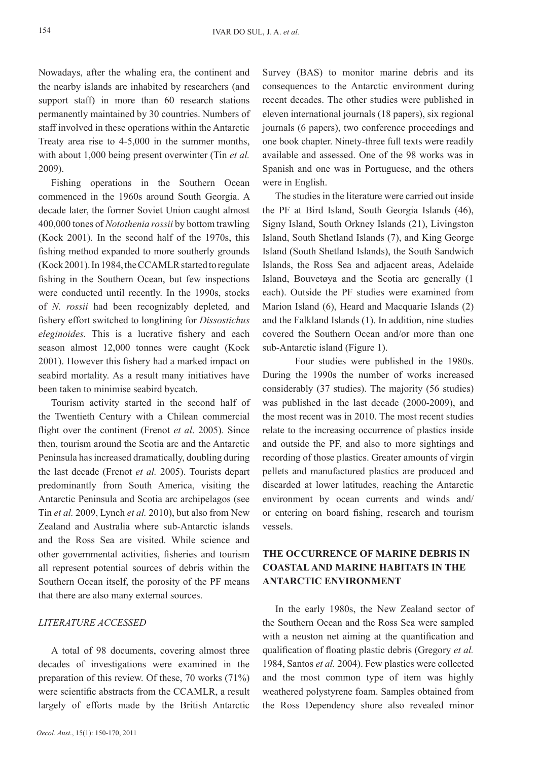Nowadays, after the whaling era, the continent and the nearby islands are inhabited by researchers (and support staff) in more than 60 research stations permanently maintained by 30 countries. Numbers of staff involved in these operations within the Antarctic Treaty area rise to 4-5,000 in the summer months, with about 1,000 being present overwinter (Tin *et al.* 2009).

Fishing operations in the Southern Ocean commenced in the 1960s around South Georgia. A decade later, the former Soviet Union caught almost 400,000 tones of *Notothenia rossii* by bottom trawling (Kock 2001). In the second half of the 1970s, this fishing method expanded to more southerly grounds (Kock 2001). In 1984, the CCAMLR started to regulate fishing in the Southern Ocean, but few inspections were conducted until recently. In the 1990s, stocks of *N. rossii* had been recognizably depleted*,* and fishery effort switched to longlining for *Dissostichus eleginoides.* This is a lucrative fishery and each season almost 12,000 tonnes were caught (Kock 2001). However this fishery had a marked impact on seabird mortality. As a result many initiatives have been taken to minimise seabird bycatch.

Tourism activity started in the second half of the Twentieth Century with a Chilean commercial flight over the continent (Frenot *et al*. 2005). Since then, tourism around the Scotia arc and the Antarctic Peninsula has increased dramatically, doubling during the last decade (Frenot *et al.* 2005). Tourists depart predominantly from South America, visiting the Antarctic Peninsula and Scotia arc archipelagos (see Tin *et al.* 2009, Lynch *et al.* 2010), but also from New Zealand and Australia where sub-Antarctic islands and the Ross Sea are visited. While science and other governmental activities, fisheries and tourism all represent potential sources of debris within the Southern Ocean itself, the porosity of the PF means that there are also many external sources.

### *LITERATURE ACCESSED*

A total of 98 documents, covering almost three decades of investigations were examined in the preparation of this review. Of these, 70 works (71%) were scientific abstracts from the CCAMLR, a result largely of efforts made by the British Antarctic Survey (BAS) to monitor marine debris and its consequences to the Antarctic environment during recent decades. The other studies were published in eleven international journals (18 papers), six regional journals (6 papers), two conference proceedings and one book chapter. Ninety-three full texts were readily available and assessed. One of the 98 works was in Spanish and one was in Portuguese, and the others were in English.

The studies in the literature were carried out inside the PF at Bird Island, South Georgia Islands (46), Signy Island, South Orkney Islands (21), Livingston Island, South Shetland Islands (7), and King George Island (South Shetland Islands), the South Sandwich Islands, the Ross Sea and adjacent areas, Adelaide Island, Bouvetøya and the Scotia arc generally (1 each). Outside the PF studies were examined from Marion Island (6), Heard and Macquarie Islands (2) and the Falkland Islands (1). In addition, nine studies covered the Southern Ocean and/or more than one sub-Antarctic island (Figure 1).

Four studies were published in the 1980s. During the 1990s the number of works increased considerably (37 studies). The majority (56 studies) was published in the last decade (2000-2009), and the most recent was in 2010. The most recent studies relate to the increasing occurrence of plastics inside and outside the PF, and also to more sightings and recording of those plastics. Greater amounts of virgin pellets and manufactured plastics are produced and discarded at lower latitudes, reaching the Antarctic environment by ocean currents and winds and/or entering on board fishing, research and tourism vessels.

## THE OCCURRENCE OF MARINE DEBRIS IN COASTAL AND MARINE HABITATS IN THE ANTARCTIC ENVIRONMENT

In the early 1980s, the New Zealand sector of the Southern Ocean and the Ross Sea were sampled with a neuston net aiming at the quantification and qualification of floating plastic debris (Gregory *et al.* 1984, Santos *et al.* 2004). Few plastics were collected and the most common type of item was highly weathered polystyrene foam. Samples obtained from the Ross Dependency shore also revealed minor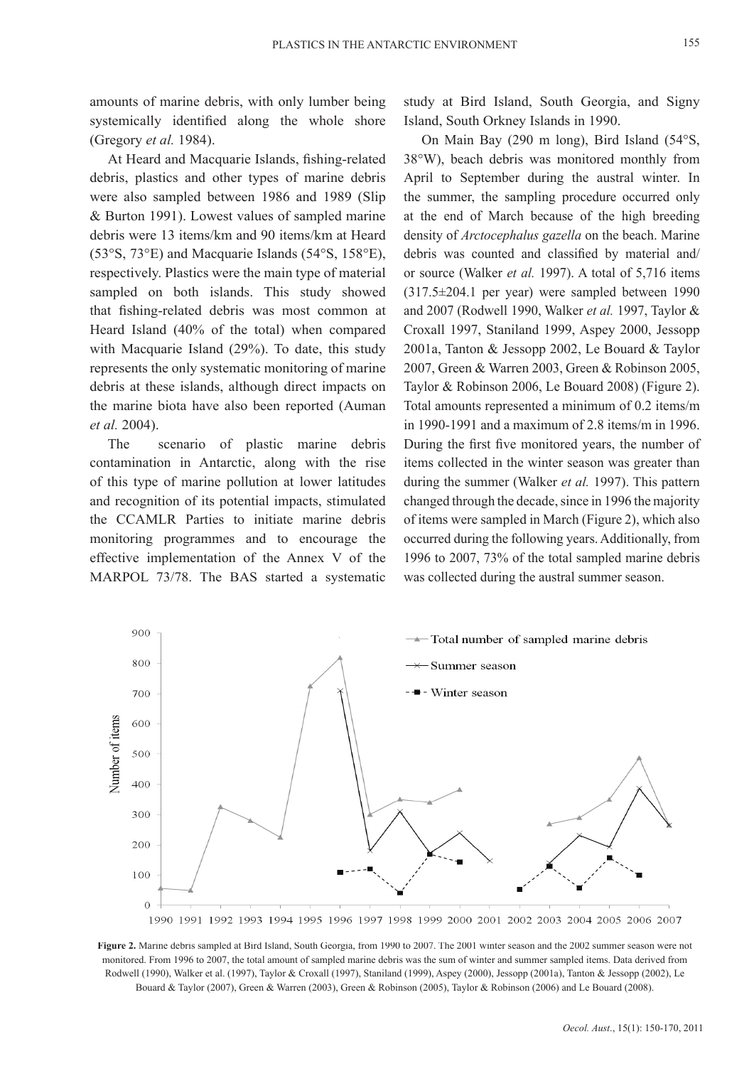amounts of marine debris, with only lumber being systemically identified along the whole shore (Gregory *et al.* 1984).

At Heard and Macquarie Islands, fishing-related debris, plastics and other types of marine debris were also sampled between 1986 and 1989 (Slip & Burton 1991). Lowest values of sampled marine debris were 13 items/km and 90 items/km at Heard (53°S, 73°E) and Macquarie Islands (54°S, 158°E), respectively. Plastics were the main type of material sampled on both islands. This study showed that fishing-related debris was most common at Heard Island (40% of the total) when compared with Macquarie Island (29%). To date, this study represents the only systematic monitoring of marine debris at these islands, although direct impacts on the marine biota have also been reported (Auman *et al.* 2004).

The scenario of plastic marine debris contamination in Antarctic, along with the rise of this type of marine pollution at lower latitudes and recognition of its potential impacts, stimulated the CCAMLR Parties to initiate marine debris monitoring programmes and to encourage the effective implementation of the Annex V of the MARPOL 73/78. The BAS started a systematic study at Bird Island, South Georgia, and Signy Island, South Orkney Islands in 1990.

On Main Bay (290 m long), Bird Island (54°S, 38°W), beach debris was monitored monthly from April to September during the austral winter. In the summer, the sampling procedure occurred only at the end of March because of the high breeding density of *Arctocephalus gazella* on the beach. Marine debris was counted and classified by material and/or source (Walker *et al.* 1997). A total of 5,716 items (317.5±204.1 per year) were sampled between 1990 and 2007 (Rodwell 1990, Walker *et al.* 1997, Taylor & Croxall 1997, Staniland 1999, Aspey 2000, Jessopp 2001a, Tanton & Jessopp 2002, Le Bouard & Taylor 2007, Green & Warren 2003, Green & Robinson 2005, Taylor & Robinson 2006, Le Bouard 2008) (Figure 2). Total amounts represented a minimum of 0.2 items/m in 1990-1991 and a maximum of 2.8 items/m in 1996. During the first five monitored years, the number of items collected in the winter season was greater than during the summer (Walker *et al.* 1997). This pattern changed through the decade, since in 1996 the majority of items were sampled in March (Figure 2), which also occurred during the following years. Additionally, from 1996 to 2007, 73% of the total sampled marine debris was collected during the austral summer season.

**Figure 2.** Marine debris sampled at Bird Island, South Georgia, from 1990 to 2007. The 2001 winter season and the 2002 summer season were not monitored. From 1996 to 2007, the total amount of sampled marine debris was the sum of winter and summer sampled items. Data derived from Rodwell (1990), Walker et al. (1997), Taylor & Croxall (1997), Staniland (1999), Aspey (2000), Jessopp (2001a), Tanton & Jessopp (2002), Le Bouard & Taylor (2007), Green & Warren (2003), Green & Robinson (2005), Taylor & Robinson (2006) and Le Bouard (2008).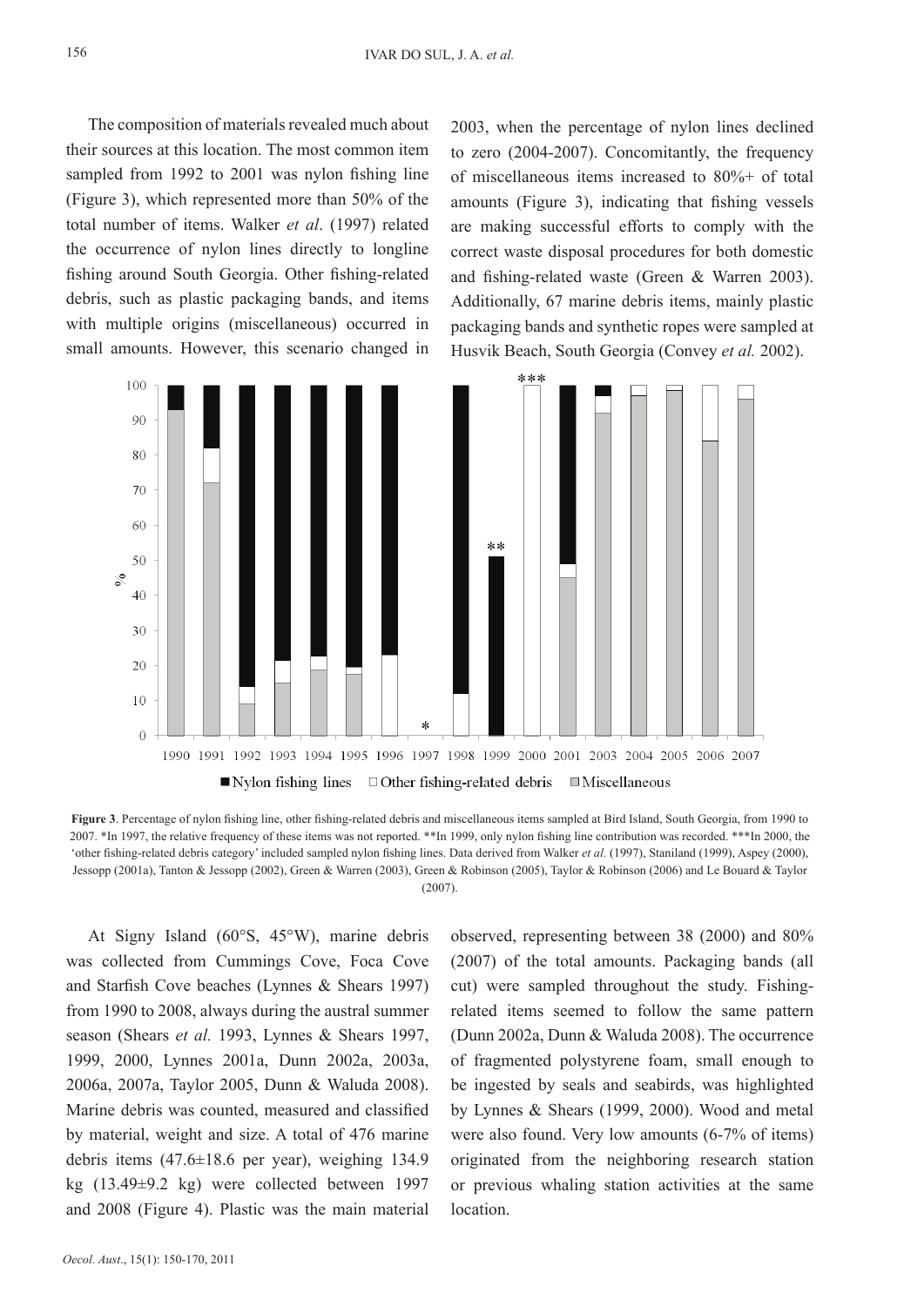The composition of materials revealed much about their sources at this location. The most common item sampled from 1992 to 2001 was nylon fishing line (Figure 3), which represented more than 50% of the total number of items. Walker *et al*. (1997) related the occurrence of nylon lines directly to longline fishing around South Georgia. Other fishing-related debris, such as plastic packaging bands, and items with multiple origins (miscellaneous) occurred in small amounts. However, this scenario changed in 2003, when the percentage of nylon lines declined to zero (2004-2007). Concomitantly, the frequency of miscellaneous items increased to 80%+ of total amounts (Figure 3), indicating that fishing vessels are making successful efforts to comply with the correct waste disposal procedures for both domestic and fishing-related waste (Green & Warren 2003). Additionally, 67 marine debris items, mainly plastic packaging bands and synthetic ropes were sampled at Husvik Beach, South Georgia (Convey *et al.* 2002).

**Figure 3**. Percentage of nylon fishing line, other fishing-related debris and miscellaneous items sampled at Bird Island, South Georgia, from 1990 to 2007. *In 1997, the relative frequency of these items was not reported. **In 1999, only nylon fishing line contribution was recorded. ***In 2000, the 'other fishing-related debris category' included sampled nylon fishing lines. Data derived from Walker *et al.* (1997), Staniland (1999), Aspey (2000), Jessopp (2001a), Tanton & Jessopp (2002), Green & Warren (2003), Green & Robinson (2005), Taylor & Robinson (2006) and Le Bouard & Taylor (2007).

At Signy Island (60°S, 45°W), marine debris was collected from Cummings Cove, Foca Cove and Starfish Cove beaches (Lynnes & Shears 1997) from 1990 to 2008, always during the austral summer season (Shears *et al.* 1993, Lynnes & Shears 1997, 1999, 2000, Lynnes 2001a, Dunn 2002a, 2003a, 2006a, 2007a, Taylor 2005, Dunn & Waluda 2008). Marine debris was counted, measured and classified by material, weight and size. A total of 476 marine debris items (47.6±18.6 per year), weighing 134.9 kg (13.49±9.2 kg) were collected between 1997 and 2008 (Figure 4). Plastic was the main material observed, representing between 38 (2000) and 80% (2007) of the total amounts. Packaging bands (all cut) were sampled throughout the study. Fishing-related items seemed to follow the same pattern (Dunn 2002a, Dunn & Waluda 2008). The occurrence of fragmented polystyrene foam, small enough to be ingested by seals and seabirds, was highlighted by Lynnes & Shears (1999, 2000). Wood and metal were also found. Very low amounts (6-7% of items) originated from the neighboring research station or previous whaling station activities at the same location.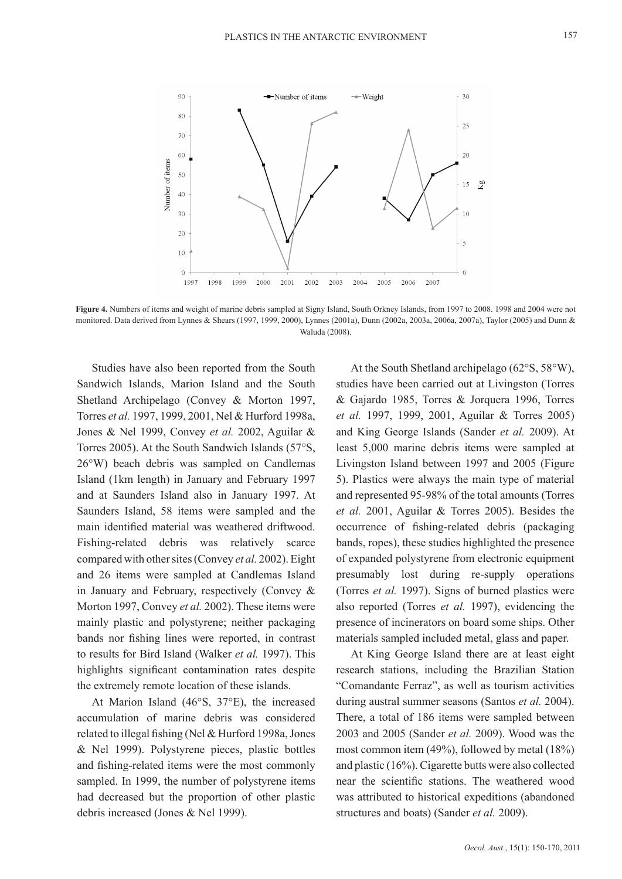**Figure 4.** Numbers of items and weight of marine debris sampled at Signy Island, South Orkney Islands, from 1997 to 2008. 1998 and 2004 were not monitored. Data derived from Lynnes & Shears (1997, 1999, 2000), Lynnes (2001a), Dunn (2002a, 2003a, 2006a, 2007a), Taylor (2005) and Dunn & Waluda (2008).

Studies have also been reported from the South Sandwich Islands, Marion Island and the South Shetland Archipelago (Convey & Morton 1997, Torres *et al.* 1997, 1999, 2001, Nel & Hurford 1998a, Jones & Nel 1999, Convey *et al.* 2002, Aguilar & Torres 2005). At the South Sandwich Islands (57°S, 26°W) beach debris was sampled on Candlemas Island (1km length) in January and February 1997 and at Saunders Island also in January 1997. At Saunders Island, 58 items were sampled and the main identified material was weathered driftwood. Fishing-related debris was relatively scarce compared with other sites (Convey *et al.* 2002). Eight and 26 items were sampled at Candlemas Island in January and February, respectively (Convey & Morton 1997, Convey *et al.* 2002). These items were mainly plastic and polystyrene; neither packaging bands nor fishing lines were reported, in contrast to results for Bird Island (Walker *et al.* 1997). This highlights significant contamination rates despite the extremely remote location of these islands.

At Marion Island (46°S, 37°E), the increased accumulation of marine debris was considered related to illegal fishing (Nel & Hurford 1998a, Jones & Nel 1999). Polystyrene pieces, plastic bottles and fishing-related items were the most commonly sampled. In 1999, the number of polystyrene items had decreased but the proportion of other plastic debris increased (Jones & Nel 1999).

At the South Shetland archipelago (62°S, 58°W), studies have been carried out at Livingston (Torres & Gajardo 1985, Torres & Jorquera 1996, Torres *et al.* 1997, 1999, 2001, Aguilar & Torres 2005) and King George Islands (Sander *et al.* 2009). At least 5,000 marine debris items were sampled at Livingston Island between 1997 and 2005 (Figure 5). Plastics were always the main type of material and represented 95-98% of the total amounts (Torres *et al.* 2001, Aguilar & Torres 2005). Besides the occurrence of fishing-related debris (packaging bands, ropes), these studies highlighted the presence of expanded polystyrene from electronic equipment presumably lost during re-supply operations (Torres *et al.* 1997). Signs of burned plastics were also reported (Torres *et al.* 1997), evidencing the presence of incinerators on board some ships. Other materials sampled included metal, glass and paper.

At King George Island there are at least eight research stations, including the Brazilian Station "Comandante Ferraz", as well as tourism activities during austral summer seasons (Santos *et al.* 2004). There, a total of 186 items were sampled between 2003 and 2005 (Sander *et al.* 2009). Wood was the most common item (49%), followed by metal (18%) and plastic (16%). Cigarette butts were also collected near the scientific stations. The weathered wood was attributed to historical expeditions (abandoned structures and boats) (Sander *et al.* 2009).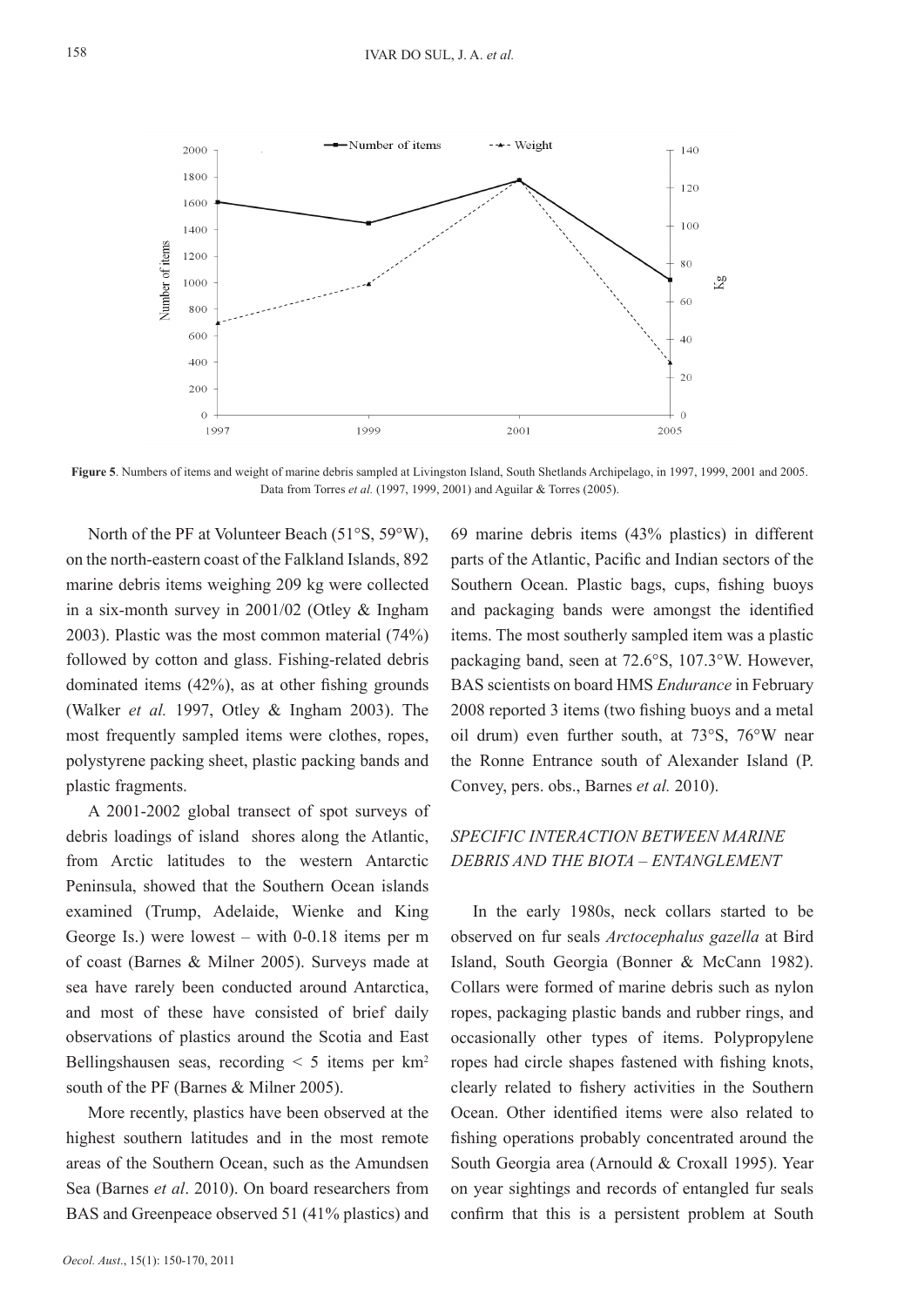**Figure 5**. Numbers of items and weight of marine debris sampled at Livingston Island, South Shetlands Archipelago, in 1997, 1999, 2001 and 2005. Data from Torres *et al.* (1997, 1999, 2001) and Aguilar & Torres (2005).

North of the PF at Volunteer Beach (51°S, 59°W), on the north-eastern coast of the Falkland Islands, 892 marine debris items weighing 209 kg were collected in a six-month survey in 2001/02 (Otley & Ingham 2003). Plastic was the most common material (74%) followed by cotton and glass. Fishing-related debris dominated items (42%), as at other fishing grounds (Walker *et al.* 1997, Otley & Ingham 2003). The most frequently sampled items were clothes, ropes, polystyrene packing sheet, plastic packing bands and plastic fragments.

A 2001-2002 global transect of spot surveys of debris loadings of island shores along the Atlantic, from Arctic latitudes to the western Antarctic Peninsula, showed that the Southern Ocean islands examined (Trump, Adelaide, Wienke and King George Is.) were lowest – with 0-0.18 items per m of coast (Barnes & Milner 2005). Surveys made at sea have rarely been conducted around Antarctica, and most of these have consisted of brief daily observations of plastics around the Scotia and East Bellingshausen seas, recording < 5 items per km$^2$ south of the PF (Barnes & Milner 2005).

More recently, plastics have been observed at the highest southern latitudes and in the most remote areas of the Southern Ocean, such as the Amundsen Sea (Barnes *et al*. 2010). On board researchers from BAS and Greenpeace observed 51 (41% plastics) and 69 marine debris items (43% plastics) in different parts of the Atlantic, Pacific and Indian sectors of the Southern Ocean. Plastic bags, cups, fishing buoys and packaging bands were amongst the identified items. The most southerly sampled item was a plastic packaging band, seen at 72.6°S, 107.3°W. However, BAS scientists on board HMS *Endurance* in February 2008 reported 3 items (two fishing buoys and a metal oil drum) even further south, at 73°S, 76°W near the Ronne Entrance south of Alexander Island (P. Convey, pers. obs., Barnes *et al.* 2010).

## *SPECIFIC INTERACTION BETWEEN MARINE DEBRIS AND THE BIOTA – ENTANGLEMENT*

In the early 1980s, neck collars started to be observed on fur seals *Arctocephalus gazella* at Bird Island, South Georgia (Bonner & McCann 1982). Collars were formed of marine debris such as nylon ropes, packaging plastic bands and rubber rings, and occasionally other types of items. Polypropylene ropes had circle shapes fastened with fishing knots, clearly related to fishery activities in the Southern Ocean. Other identified items were also related to fishing operations probably concentrated around the South Georgia area (Arnould & Croxall 1995). Year on year sightings and records of entangled fur seals confirm that this is a persistent problem at South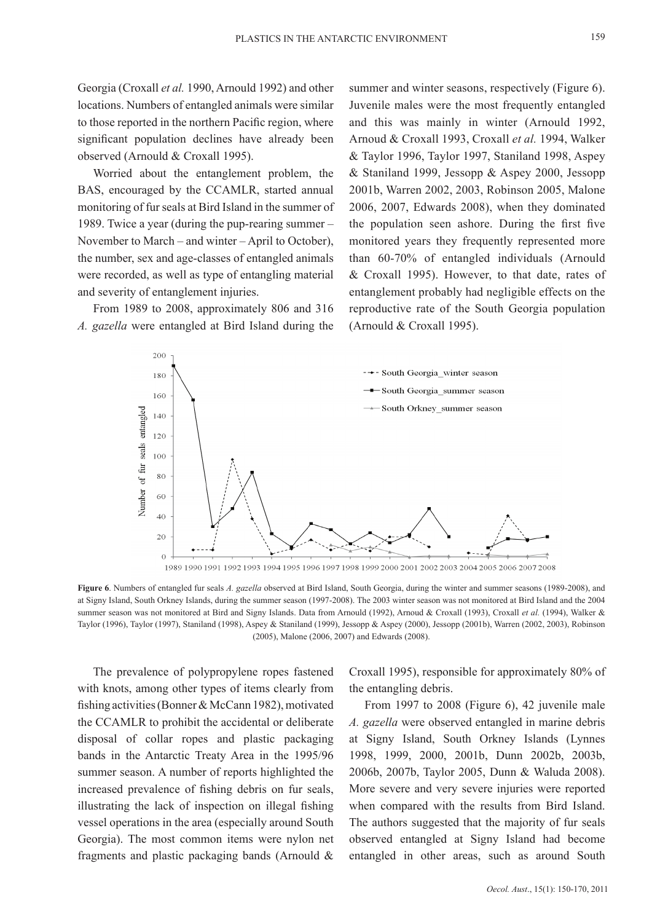Georgia (Croxall *et al.* 1990, Arnould 1992) and other locations. Numbers of entangled animals were similar to those reported in the northern Pacific region, where significant population declines have already been observed (Arnould & Croxall 1995).

Worried about the entanglement problem, the BAS, encouraged by the CCAMLR, started annual monitoring of fur seals at Bird Island in the summer of 1989. Twice a year (during the pup-rearing summer – November to March – and winter – April to October), the number, sex and age-classes of entangled animals were recorded, as well as type of entangling material and severity of entanglement injuries.

From 1989 to 2008, approximately 806 and 316 *A. gazella* were entangled at Bird Island during the summer and winter seasons, respectively (Figure 6). Juvenile males were the most frequently entangled and this was mainly in winter (Arnould 1992, Arnoud & Croxall 1993, Croxall *et al.* 1994, Walker & Taylor 1996, Taylor 1997, Staniland 1998, Aspey & Staniland 1999, Jessopp & Aspey 2000, Jessopp 2001b, Warren 2002, 2003, Robinson 2005, Malone 2006, 2007, Edwards 2008), when they dominated the population seen ashore. During the first five monitored years they frequently represented more than 60-70% of entangled individuals (Arnould & Croxall 1995). However, to that date, rates of entanglement probably had negligible effects on the reproductive rate of the South Georgia population (Arnould & Croxall 1995).

**Figure 6**. Numbers of entangled fur seals *A. gazella* observed at Bird Island, South Georgia, during the winter and summer seasons (1989-2008), and at Signy Island, South Orkney Islands, during the summer season (1997-2008). The 2003 winter season was not monitored at Bird Island and the 2004 summer season was not monitored at Bird and Signy Islands. Data from Arnould (1992), Arnoud & Croxall (1993), Croxall *et al.* (1994), Walker & Taylor (1996), Taylor (1997), Staniland (1998), Aspey & Staniland (1999), Jessopp & Aspey (2000), Jessopp (2001b), Warren (2002, 2003), Robinson (2005), Malone (2006, 2007) and Edwards (2008).

The prevalence of polypropylene ropes fastened with knots, among other types of items clearly from fishing activities (Bonner & McCann 1982), motivated the CCAMLR to prohibit the accidental or deliberate disposal of collar ropes and plastic packaging bands in the Antarctic Treaty Area in the 1995/96 summer season. A number of reports highlighted the increased prevalence of fishing debris on fur seals, illustrating the lack of inspection on illegal fishing vessel operations in the area (especially around South Georgia). The most common items were nylon net fragments and plastic packaging bands (Arnould & Croxall 1995), responsible for approximately 80% of the entangling debris.

From 1997 to 2008 (Figure 6), 42 juvenile male *A. gazella* were observed entangled in marine debris at Signy Island, South Orkney Islands (Lynnes 1998, 1999, 2000, 2001b, Dunn 2002b, 2003b, 2006b, 2007b, Taylor 2005, Dunn & Waluda 2008). More severe and very severe injuries were reported when compared with the results from Bird Island. The authors suggested that the majority of fur seals observed entangled at Signy Island had become entangled in other areas, such as around South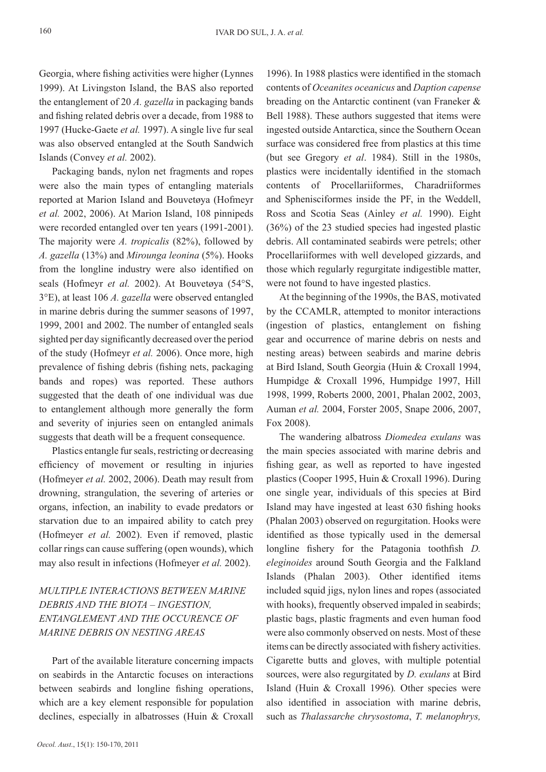Georgia, where fishing activities were higher (Lynnes 1999). At Livingston Island, the BAS also reported the entanglement of 20 *A. gazella* in packaging bands and fishing related debris over a decade, from 1988 to 1997 (Hucke-Gaete *et al.* 1997). A single live fur seal was also observed entangled at the South Sandwich Islands (Convey *et al.* 2002).

Packaging bands, nylon net fragments and ropes were also the main types of entangling materials reported at Marion Island and Bouvetøya (Hofmeyr *et al.* 2002, 2006). At Marion Island, 108 pinnipeds were recorded entangled over ten years (1991-2001). The majority were *A. tropicalis* (82%), followed by *A. gazella* (13%) and *Mirounga leonina* (5%). Hooks from the longline industry were also identified on seals (Hofmeyr *et al.* 2002). At Bouvetøya (54°S, 3°E), at least 106 *A. gazella* were observed entangled in marine debris during the summer seasons of 1997, 1999, 2001 and 2002. The number of entangled seals sighted per day significantly decreased over the period of the study (Hofmeyr *et al.* 2006). Once more, high prevalence of fishing debris (fishing nets, packaging bands and ropes) was reported. These authors suggested that the death of one individual was due to entanglement although more generally the form and severity of injuries seen on entangled animals suggests that death will be a frequent consequence.

Plastics entangle fur seals, restricting or decreasing efficiency of movement or resulting in injuries (Hofmeyer *et al.* 2002, 2006). Death may result from drowning, strangulation, the severing of arteries or organs, infection, an inability to evade predators or starvation due to an impaired ability to catch prey (Hofmeyer *et al.* 2002). Even if removed, plastic collar rings can cause suffering (open wounds), which may also result in infections (Hofmeyer *et al.* 2002).

## *MULTIPLE INTERACTIONS BETWEEN MARINE DEBRIS AND THE BIOTA – INGESTION, ENTANGLEMENT AND THE OCCURENCE OF MARINE DEBRIS ON NESTING AREAS*

Part of the available literature concerning impacts on seabirds in the Antarctic focuses on interactions between seabirds and longline fishing operations, which are a key element responsible for population declines, especially in albatrosses (Huin & Croxall 1996). In 1988 plastics were identified in the stomach contents of *Oceanites oceanicus* and *Daption capense* breading on the Antarctic continent (van Franeker & Bell 1988). These authors suggested that items were ingested outside Antarctica, since the Southern Ocean surface was considered free from plastics at this time (but see Gregory *et al*. 1984). Still in the 1980s, plastics were incidentally identified in the stomach contents of Procellariiformes, Charadriiformes and Sphenisciformes inside the PF, in the Weddell, Ross and Scotia Seas (Ainley *et al.* 1990). Eight (36%) of the 23 studied species had ingested plastic debris. All contaminated seabirds were petrels; other Procellariiformes with well developed gizzards, and those which regularly regurgitate indigestible matter, were not found to have ingested plastics.

At the beginning of the 1990s, the BAS, motivated by the CCAMLR, attempted to monitor interactions (ingestion of plastics, entanglement on fishing gear and occurrence of marine debris on nests and nesting areas) between seabirds and marine debris at Bird Island, South Georgia (Huin & Croxall 1994, Humpidge & Croxall 1996, Humpidge 1997, Hill 1998, 1999, Roberts 2000, 2001, Phalan 2002, 2003, Auman *et al.* 2004, Forster 2005, Snape 2006, 2007, Fox 2008).

The wandering albatross *Diomedea exulans* was the main species associated with marine debris and fishing gear, as well as reported to have ingested plastics (Cooper 1995, Huin & Croxall 1996). During one single year, individuals of this species at Bird Island may have ingested at least 630 fishing hooks (Phalan 2003) observed on regurgitation. Hooks were identified as those typically used in the demersal longline fishery for the Patagonia toothfish *D. eleginoides* around South Georgia and the Falkland Islands (Phalan 2003). Other identified items included squid jigs, nylon lines and ropes (associated with hooks), frequently observed impaled in seabirds; plastic bags, plastic fragments and even human food were also commonly observed on nests. Most of these items can be directly associated with fishery activities. Cigarette butts and gloves, with multiple potential sources, were also regurgitated by *D. exulans* at Bird Island (Huin & Croxall 1996)*.* Other species were also identified in association with marine debris, such as *Thalassarche chrysostoma*, *T. melanophrys,*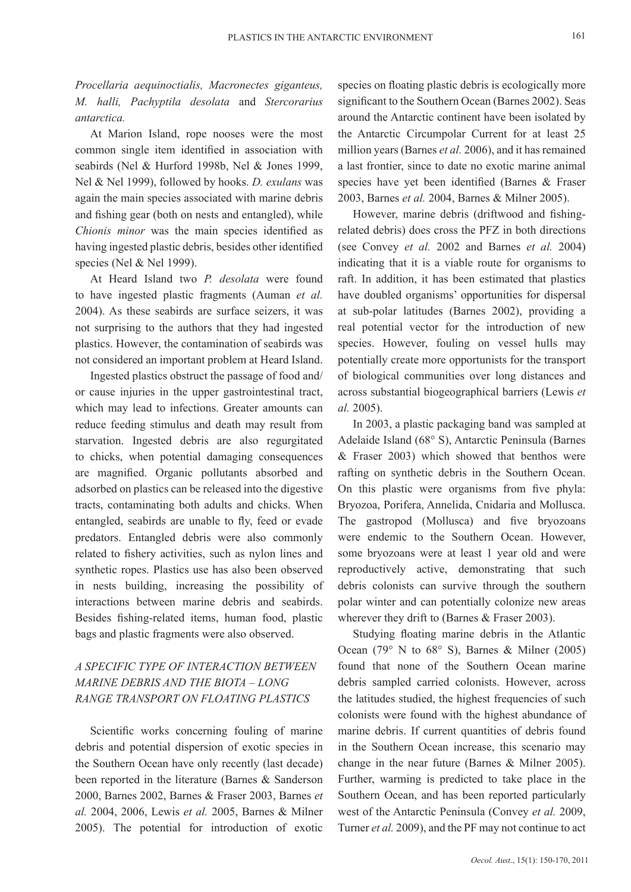*Procellaria aequinoctialis, Macronectes giganteus, M. halli, Pachyptila desolata* and *Stercorarius antarctica.*

At Marion Island, rope nooses were the most common single item identified in association with seabirds (Nel & Hurford 1998b, Nel & Jones 1999, Nel & Nel 1999), followed by hooks. *D. exulans* was again the main species associated with marine debris and fishing gear (both on nests and entangled), while *Chionis minor* was the main species identified as having ingested plastic debris, besides other identified species (Nel & Nel 1999).

At Heard Island two *P. desolata* were found to have ingested plastic fragments (Auman *et al.* 2004). As these seabirds are surface seizers, it was not surprising to the authors that they had ingested plastics. However, the contamination of seabirds was not considered an important problem at Heard Island.

Ingested plastics obstruct the passage of food and/or cause injuries in the upper gastrointestinal tract, which may lead to infections. Greater amounts can reduce feeding stimulus and death may result from starvation. Ingested debris are also regurgitated to chicks, when potential damaging consequences are magnified. Organic pollutants absorbed and adsorbed on plastics can be released into the digestive tracts, contaminating both adults and chicks. When entangled, seabirds are unable to fly, feed or evade predators. Entangled debris were also commonly related to fishery activities, such as nylon lines and synthetic ropes. Plastics use has also been observed in nests building, increasing the possibility of interactions between marine debris and seabirds. Besides fishing-related items, human food, plastic bags and plastic fragments were also observed.

## *A SPECIFIC TYPE OF INTERACTION BETWEEN MARINE DEBRIS AND THE BIOTA – LONG RANGE TRANSPORT ON FLOATING PLASTICS*

Scientific works concerning fouling of marine debris and potential dispersion of exotic species in the Southern Ocean have only recently (last decade) been reported in the literature (Barnes & Sanderson 2000, Barnes 2002, Barnes & Fraser 2003, Barnes *et al.* 2004, 2006, Lewis *et al.* 2005, Barnes & Milner 2005). The potential for introduction of exotic species on floating plastic debris is ecologically more significant to the Southern Ocean (Barnes 2002). Seas around the Antarctic continent have been isolated by the Antarctic Circumpolar Current for at least 25 million years (Barnes *et al.* 2006), and it has remained a last frontier, since to date no exotic marine animal species have yet been identified (Barnes & Fraser 2003, Barnes *et al.* 2004, Barnes & Milner 2005).

However, marine debris (driftwood and fishing-related debris) does cross the PFZ in both directions (see Convey *et al.* 2002 and Barnes *et al.* 2004) indicating that it is a viable route for organisms to raft. In addition, it has been estimated that plastics have doubled organisms' opportunities for dispersal at sub-polar latitudes (Barnes 2002), providing a real potential vector for the introduction of new species. However, fouling on vessel hulls may potentially create more opportunists for the transport of biological communities over long distances and across substantial biogeographical barriers (Lewis *et al.* 2005).

In 2003, a plastic packaging band was sampled at Adelaide Island (68° S), Antarctic Peninsula (Barnes & Fraser 2003) which showed that benthos were rafting on synthetic debris in the Southern Ocean. On this plastic were organisms from five phyla: Bryozoa, Porifera, Annelida, Cnidaria and Mollusca. The gastropod (Mollusca) and five bryozoans were endemic to the Southern Ocean. However, some bryozoans were at least 1 year old and were reproductively active, demonstrating that such debris colonists can survive through the southern polar winter and can potentially colonize new areas wherever they drift to (Barnes & Fraser 2003).

Studying floating marine debris in the Atlantic Ocean (79° N to 68° S), Barnes & Milner (2005) found that none of the Southern Ocean marine debris sampled carried colonists. However, across the latitudes studied, the highest frequencies of such colonists were found with the highest abundance of marine debris. If current quantities of debris found in the Southern Ocean increase, this scenario may change in the near future (Barnes & Milner 2005). Further, warming is predicted to take place in the Southern Ocean, and has been reported particularly west of the Antarctic Peninsula (Convey *et al.* 2009, Turner *et al.* 2009), and the PF may not continue to act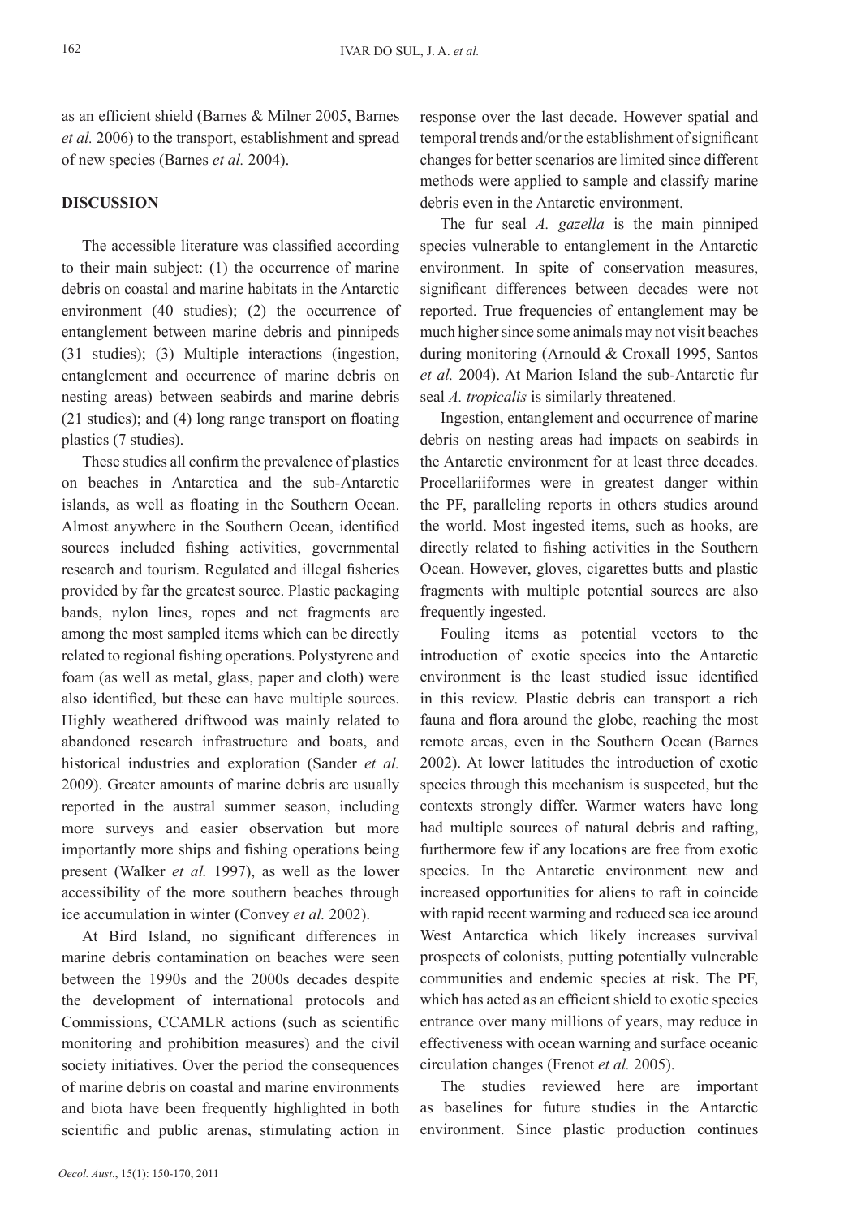as an efficient shield (Barnes & Milner 2005, Barnes *et al.* 2006) to the transport, establishment and spread of new species (Barnes *et al.* 2004).

## DISCUSSION

The accessible literature was classified according to their main subject: (1) the occurrence of marine debris on coastal and marine habitats in the Antarctic environment (40 studies); (2) the occurrence of entanglement between marine debris and pinnipeds (31 studies); (3) Multiple interactions (ingestion, entanglement and occurrence of marine debris on nesting areas) between seabirds and marine debris (21 studies); and (4) long range transport on floating plastics (7 studies).

These studies all confirm the prevalence of plastics on beaches in Antarctica and the sub-Antarctic islands, as well as floating in the Southern Ocean. Almost anywhere in the Southern Ocean, identified sources included fishing activities, governmental research and tourism. Regulated and illegal fisheries provided by far the greatest source. Plastic packaging bands, nylon lines, ropes and net fragments are among the most sampled items which can be directly related to regional fishing operations. Polystyrene and foam (as well as metal, glass, paper and cloth) were also identified, but these can have multiple sources. Highly weathered driftwood was mainly related to abandoned research infrastructure and boats, and historical industries and exploration (Sander *et al.* 2009). Greater amounts of marine debris are usually reported in the austral summer season, including more surveys and easier observation but more importantly more ships and fishing operations being present (Walker *et al.* 1997), as well as the lower accessibility of the more southern beaches through ice accumulation in winter (Convey *et al.* 2002).

At Bird Island, no significant differences in marine debris contamination on beaches were seen between the 1990s and the 2000s decades despite the development of international protocols and Commissions, CCAMLR actions (such as scientific monitoring and prohibition measures) and the civil society initiatives. Over the period the consequences of marine debris on coastal and marine environments and biota have been frequently highlighted in both scientific and public arenas, stimulating action in response over the last decade. However spatial and temporal trends and/or the establishment of significant changes for better scenarios are limited since different methods were applied to sample and classify marine debris even in the Antarctic environment.

The fur seal *A. gazella* is the main pinniped species vulnerable to entanglement in the Antarctic environment. In spite of conservation measures, significant differences between decades were not reported. True frequencies of entanglement may be much higher since some animals may not visit beaches during monitoring (Arnould & Croxall 1995, Santos *et al.* 2004). At Marion Island the sub-Antarctic fur seal *A. tropicalis* is similarly threatened.

Ingestion, entanglement and occurrence of marine debris on nesting areas had impacts on seabirds in the Antarctic environment for at least three decades. Procellariiformes were in greatest danger within the PF, paralleling reports in others studies around the world. Most ingested items, such as hooks, are directly related to fishing activities in the Southern Ocean. However, gloves, cigarettes butts and plastic fragments with multiple potential sources are also frequently ingested.

Fouling items as potential vectors to the introduction of exotic species into the Antarctic environment is the least studied issue identified in this review. Plastic debris can transport a rich fauna and flora around the globe, reaching the most remote areas, even in the Southern Ocean (Barnes 2002). At lower latitudes the introduction of exotic species through this mechanism is suspected, but the contexts strongly differ. Warmer waters have long had multiple sources of natural debris and rafting, furthermore few if any locations are free from exotic species. In the Antarctic environment new and increased opportunities for aliens to raft in coincide with rapid recent warming and reduced sea ice around West Antarctica which likely increases survival prospects of colonists, putting potentially vulnerable communities and endemic species at risk. The PF, which has acted as an efficient shield to exotic species entrance over many millions of years, may reduce in effectiveness with ocean warning and surface oceanic circulation changes (Frenot *et al.* 2005).

The studies reviewed here are important as baselines for future studies in the Antarctic environment. Since plastic production continues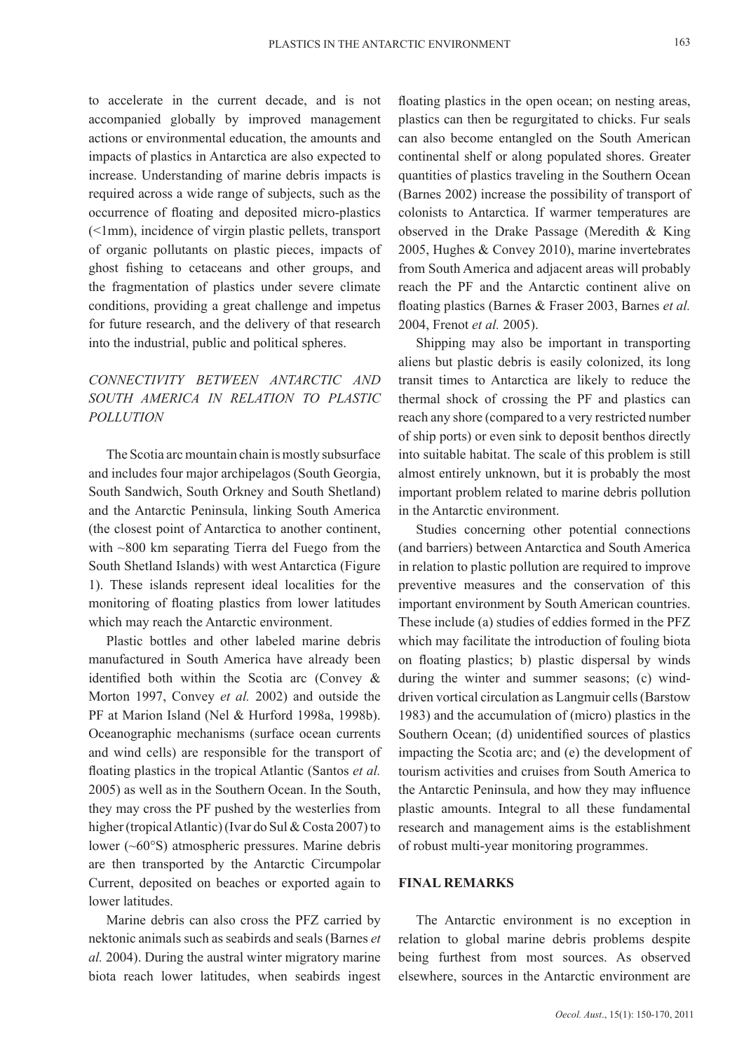to accelerate in the current decade, and is not accompanied globally by improved management actions or environmental education, the amounts and impacts of plastics in Antarctica are also expected to increase. Understanding of marine debris impacts is required across a wide range of subjects, such as the occurrence of floating and deposited micro-plastics (<1mm), incidence of virgin plastic pellets, transport of organic pollutants on plastic pieces, impacts of ghost fishing to cetaceans and other groups, and the fragmentation of plastics under severe climate conditions, providing a great challenge and impetus for future research, and the delivery of that research into the industrial, public and political spheres.

## *CONNECTIVITY BETWEEN ANTARCTIC AND SOUTH AMERICA IN RELATION TO PLASTIC POLLUTION*

The Scotia arc mountain chain is mostly subsurface and includes four major archipelagos (South Georgia, South Sandwich, South Orkney and South Shetland) and the Antarctic Peninsula, linking South America (the closest point of Antarctica to another continent, with ~800 km separating Tierra del Fuego from the South Shetland Islands) with west Antarctica (Figure 1). These islands represent ideal localities for the monitoring of floating plastics from lower latitudes which may reach the Antarctic environment.

Plastic bottles and other labeled marine debris manufactured in South America have already been identified both within the Scotia arc (Convey & Morton 1997, Convey *et al.* 2002) and outside the PF at Marion Island (Nel & Hurford 1998a, 1998b). Oceanographic mechanisms (surface ocean currents and wind cells) are responsible for the transport of floating plastics in the tropical Atlantic (Santos *et al.* 2005) as well as in the Southern Ocean. In the South, they may cross the PF pushed by the westerlies from higher (tropical Atlantic) (Ivar do Sul & Costa 2007) to lower (~60°S) atmospheric pressures. Marine debris are then transported by the Antarctic Circumpolar Current, deposited on beaches or exported again to lower latitudes.

Marine debris can also cross the PFZ carried by nektonic animals such as seabirds and seals (Barnes *et al.* 2004). During the austral winter migratory marine biota reach lower latitudes, when seabirds ingest floating plastics in the open ocean; on nesting areas, plastics can then be regurgitated to chicks. Fur seals can also become entangled on the South American continental shelf or along populated shores. Greater quantities of plastics traveling in the Southern Ocean (Barnes 2002) increase the possibility of transport of colonists to Antarctica. If warmer temperatures are observed in the Drake Passage (Meredith & King 2005, Hughes & Convey 2010), marine invertebrates from South America and adjacent areas will probably reach the PF and the Antarctic continent alive on floating plastics (Barnes & Fraser 2003, Barnes *et al.* 2004, Frenot *et al.* 2005).

Shipping may also be important in transporting aliens but plastic debris is easily colonized, its long transit times to Antarctica are likely to reduce the thermal shock of crossing the PF and plastics can reach any shore (compared to a very restricted number of ship ports) or even sink to deposit benthos directly into suitable habitat. The scale of this problem is still almost entirely unknown, but it is probably the most important problem related to marine debris pollution in the Antarctic environment.

Studies concerning other potential connections (and barriers) between Antarctica and South America in relation to plastic pollution are required to improve preventive measures and the conservation of this important environment by South American countries. These include (a) studies of eddies formed in the PFZ which may facilitate the introduction of fouling biota on floating plastics; b) plastic dispersal by winds during the winter and summer seasons; (c) wind-driven vortical circulation as Langmuir cells (Barstow 1983) and the accumulation of (micro) plastics in the Southern Ocean; (d) unidentified sources of plastics impacting the Scotia arc; and (e) the development of tourism activities and cruises from South America to the Antarctic Peninsula, and how they may influence plastic amounts. Integral to all these fundamental research and management aims is the establishment of robust multi-year monitoring programmes.

## FINAL REMARKS

The Antarctic environment is no exception in relation to global marine debris problems despite being furthest from most sources. As observed elsewhere, sources in the Antarctic environment are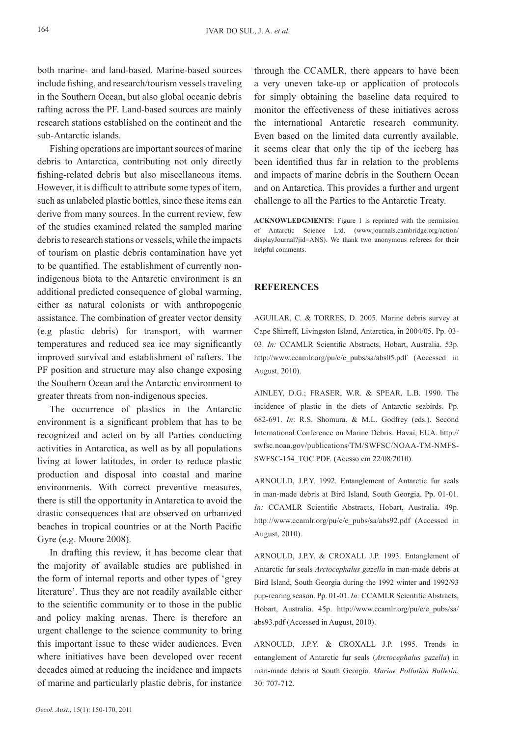both marine- and land-based. Marine-based sources include fishing, and research/tourism vessels traveling in the Southern Ocean, but also global oceanic debris rafting across the PF. Land-based sources are mainly research stations established on the continent and the sub-Antarctic islands.

Fishing operations are important sources of marine debris to Antarctica, contributing not only directly fishing-related debris but also miscellaneous items. However, it is difficult to attribute some types of item, such as unlabeled plastic bottles, since these items can derive from many sources. In the current review, few of the studies examined related the sampled marine debris to research stations or vessels, while the impacts of tourism on plastic debris contamination have yet to be quantified. The establishment of currently non-indigenous biota to the Antarctic environment is an additional predicted consequence of global warming, either as natural colonists or with anthropogenic assistance. The combination of greater vector density (e.g plastic debris) for transport, with warmer temperatures and reduced sea ice may significantly improved survival and establishment of rafters. The PF position and structure may also change exposing the Southern Ocean and the Antarctic environment to greater threats from non-indigenous species.

The occurrence of plastics in the Antarctic environment is a significant problem that has to be recognized and acted on by all Parties conducting activities in Antarctica, as well as by all populations living at lower latitudes, in order to reduce plastic production and disposal into coastal and marine environments. With correct preventive measures, there is still the opportunity in Antarctica to avoid the drastic consequences that are observed on urbanized beaches in tropical countries or at the North Pacific Gyre (e.g. Moore 2008).

In drafting this review, it has become clear that the majority of available studies are published in the form of internal reports and other types of 'grey literature'. Thus they are not readily available either to the scientific community or to those in the public and policy making arenas. There is therefore an urgent challenge to the science community to bring this important issue to these wider audiences. Even where initiatives have been developed over recent decades aimed at reducing the incidence and impacts of marine and particularly plastic debris, for instance through the CCAMLR, there appears to have been a very uneven take-up or application of protocols for simply obtaining the baseline data required to monitor the effectiveness of these initiatives across the international Antarctic research community. Even based on the limited data currently available, it seems clear that only the tip of the iceberg has been identified thus far in relation to the problems and impacts of marine debris in the Southern Ocean and on Antarctica. This provides a further and urgent challenge to all the Parties to the Antarctic Treaty.

**ACKNOWLEDGMENTS:** Figure 1 is reprinted with the permission of Antarctic Science Ltd. (www.journals.cambridge.org/action/displayJournal?jid=ANS). We thank two anonymous referees for their helpful comments.

## REFERENCES

AGUILAR, C. & TORRES, D. 2005. Marine debris survey at Cape Shirreff, Livingston Island, Antarctica, in 2004/05. Pp. 03-03. *In:* CCAMLR Scientific Abstracts, Hobart, Australia. 53p. http://www.ccamlr.org/pu/e/e_pubs/sa/abs05.pdf (Accessed in August, 2010).

AINLEY, D.G.; FRASER, W.R. & SPEAR, L.B. 1990. The incidence of plastic in the diets of Antarctic seabirds. Pp. 682-691. *In*: R.S. Shomura. & M.L. Godfrey (eds.). Second International Conference on Marine Debris. Havaí, EUA. http://swfsc.noaa.gov/publications/TM/SWFSC/NOAA-TM-NMFS-SWFSC-154_TOC.PDF. (Acesso em 22/08/2010).

ARNOULD, J.P.Y. 1992. Entanglement of Antarctic fur seals in man-made debris at Bird Island, South Georgia. Pp. 01-01. *In:* CCAMLR Scientific Abstracts, Hobart, Australia. 49p. http://www.ccamlr.org/pu/e/e_pubs/sa/abs92.pdf (Accessed in August, 2010).

ARNOULD, J.P.Y. & CROXALL J.P. 1993. Entanglement of Antarctic fur seals *Arctocephalus gazella* in man-made debris at Bird Island, South Georgia during the 1992 winter and 1992/93 pup-rearing season. Pp. 01-01. *In:* CCAMLR Scientific Abstracts, Hobart, Australia. 45p. http://www.ccamlr.org/pu/e/e_pubs/sa/abs93.pdf (Accessed in August, 2010).

ARNOULD, J.P.Y. & CROXALL J.P. 1995. Trends in entanglement of Antarctic fur seals (*Arctocephalus gazella*) in man-made debris at South Georgia. *Marine Pollution Bulletin*, 30: 707-712.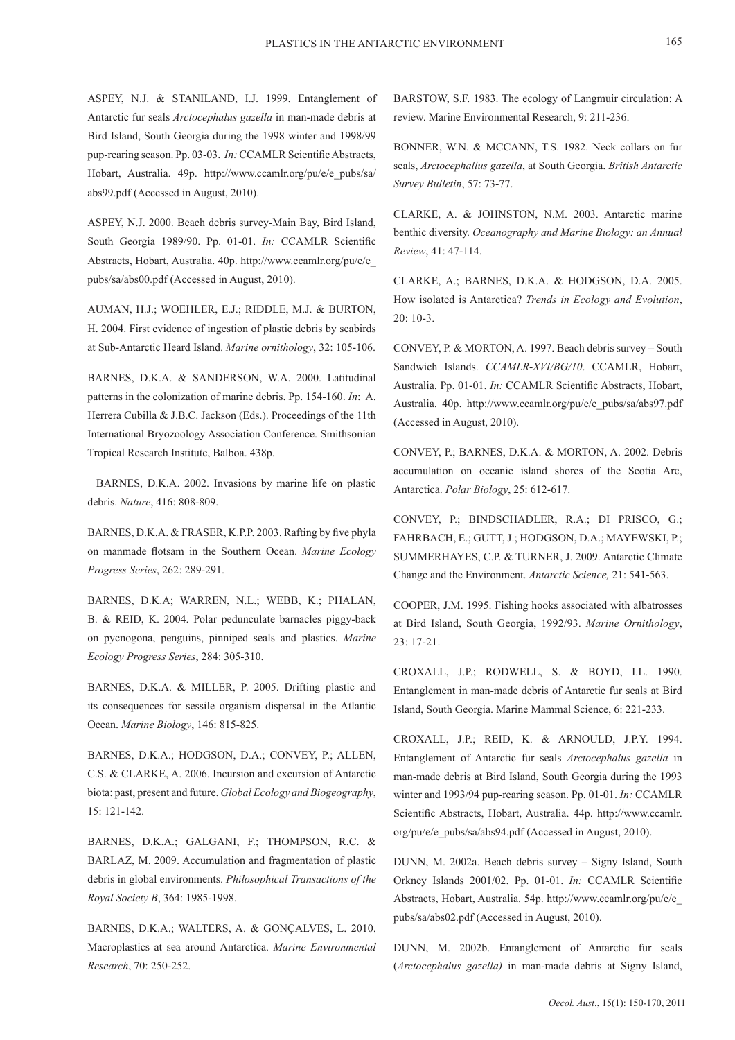ASPEY, N.J. & STANILAND, I.J. 1999. Entanglement of Antarctic fur seals *Arctocephalus gazella* in man-made debris at Bird Island, South Georgia during the 1998 winter and 1998/99 pup-rearing season. Pp. 03-03. *In:* CCAMLR Scientific Abstracts, Hobart, Australia. 49p. http://www.ccamlr.org/pu/e/e_pubs/sa/abs99.pdf (Accessed in August, 2010).

ASPEY, N.J. 2000. Beach debris survey-Main Bay, Bird Island, South Georgia 1989/90. Pp. 01-01. *In:* CCAMLR Scientific Abstracts, Hobart, Australia. 40p. http://www.ccamlr.org/pu/e/e_pubs/sa/abs00.pdf (Accessed in August, 2010).

AUMAN, H.J.; WOEHLER, E.J.; RIDDLE, M.J. & BURTON, H. 2004. First evidence of ingestion of plastic debris by seabirds at Sub-Antarctic Heard Island. *Marine ornithology*, 32: 105-106.

BARNES, D.K.A. & SANDERSON, W.A. 2000. Latitudinal patterns in the colonization of marine debris. Pp. 154-160. *In*: A. Herrera Cubilla & J.B.C. Jackson (Eds.). Proceedings of the 11th International Bryozoology Association Conference. Smithsonian Tropical Research Institute, Balboa. 438p.

BARNES, D.K.A. 2002. Invasions by marine life on plastic debris. *Nature*, 416: 808-809.

BARNES, D.K.A. & FRASER, K.P.P. 2003. Rafting by five phyla on manmade flotsam in the Southern Ocean. *Marine Ecology Progress Series*, 262: 289-291.

BARNES, D.K.A; WARREN, N.L.; WEBB, K.; PHALAN, B. & REID, K. 2004. Polar pedunculate barnacles piggy-back on pycnogona, penguins, pinniped seals and plastics. *Marine Ecology Progress Series*, 284: 305-310.

BARNES, D.K.A. & MILLER, P. 2005. Drifting plastic and its consequences for sessile organism dispersal in the Atlantic Ocean. *Marine Biology*, 146: 815-825.

BARNES, D.K.A.; HODGSON, D.A.; CONVEY, P.; ALLEN, C.S. & CLARKE, A. 2006. Incursion and excursion of Antarctic biota: past, present and future. *Global Ecology and Biogeography*, 15: 121-142.

BARNES, D.K.A.; GALGANI, F.; THOMPSON, R.C. & BARLAZ, M. 2009. Accumulation and fragmentation of plastic debris in global environments. *Philosophical Transactions of the Royal Society B*, 364: 1985-1998.

BARNES, D.K.A.; WALTERS, A. & GONÇALVES, L. 2010. Macroplastics at sea around Antarctica. *Marine Environmental Research*, 70: 250-252.

BARSTOW, S.F. 1983. The ecology of Langmuir circulation: A review. Marine Environmental Research, 9: 211-236.

BONNER, W.N. & MCCANN, T.S. 1982. Neck collars on fur seals, *Arctocephallus gazella*, at South Georgia. *British Antarctic Survey Bulletin*, 57: 73-77.

CLARKE, A. & JOHNSTON, N.M. 2003. Antarctic marine benthic diversity. *Oceanography and Marine Biology: an Annual Review*, 41: 47-114.

CLARKE, A.; BARNES, D.K.A. & HODGSON, D.A. 2005. How isolated is Antarctica? *Trends in Ecology and Evolution*, 20: 10-3.

CONVEY, P. & MORTON, A. 1997. Beach debris survey – South Sandwich Islands. *CCAMLR-XVI/BG/10*. CCAMLR, Hobart, Australia. Pp. 01-01. *In:* CCAMLR Scientific Abstracts, Hobart, Australia. 40p. http://www.ccamlr.org/pu/e/e_pubs/sa/abs97.pdf (Accessed in August, 2010).

CONVEY, P.; BARNES, D.K.A. & MORTON, A. 2002. Debris accumulation on oceanic island shores of the Scotia Arc, Antarctica. *Polar Biology*, 25: 612-617.

CONVEY, P.; BINDSCHADLER, R.A.; DI PRISCO, G.; FAHRBACH, E.; GUTT, J.; HODGSON, D.A.; MAYEWSKI, P.; SUMMERHAYES, C.P. & TURNER, J. 2009. Antarctic Climate Change and the Environment. *Antarctic Science,* 21: 541-563.

COOPER, J.M. 1995. Fishing hooks associated with albatrosses at Bird Island, South Georgia, 1992/93. *Marine Ornithology*, 23: 17-21.

CROXALL, J.P.; RODWELL, S. & BOYD, I.L. 1990. Entanglement in man-made debris of Antarctic fur seals at Bird Island, South Georgia. Marine Mammal Science, 6: 221-233.

CROXALL, J.P.; REID, K. & ARNOULD, J.P.Y. 1994. Entanglement of Antarctic fur seals *Arctocephalus gazella* in man-made debris at Bird Island, South Georgia during the 1993 winter and 1993/94 pup-rearing season. Pp. 01-01. *In:* CCAMLR Scientific Abstracts, Hobart, Australia. 44p. http://www.ccamlr.org/pu/e/e_pubs/sa/abs94.pdf (Accessed in August, 2010).

DUNN, M. 2002a. Beach debris survey – Signy Island, South Orkney Islands 2001/02. Pp. 01-01. *In:* CCAMLR Scientific Abstracts, Hobart, Australia. 54p. http://www.ccamlr.org/pu/e/e_pubs/sa/abs02.pdf (Accessed in August, 2010).

DUNN, M. 2002b. Entanglement of Antarctic fur seals (*Arctocephalus gazella)* in man-made debris at Signy Island,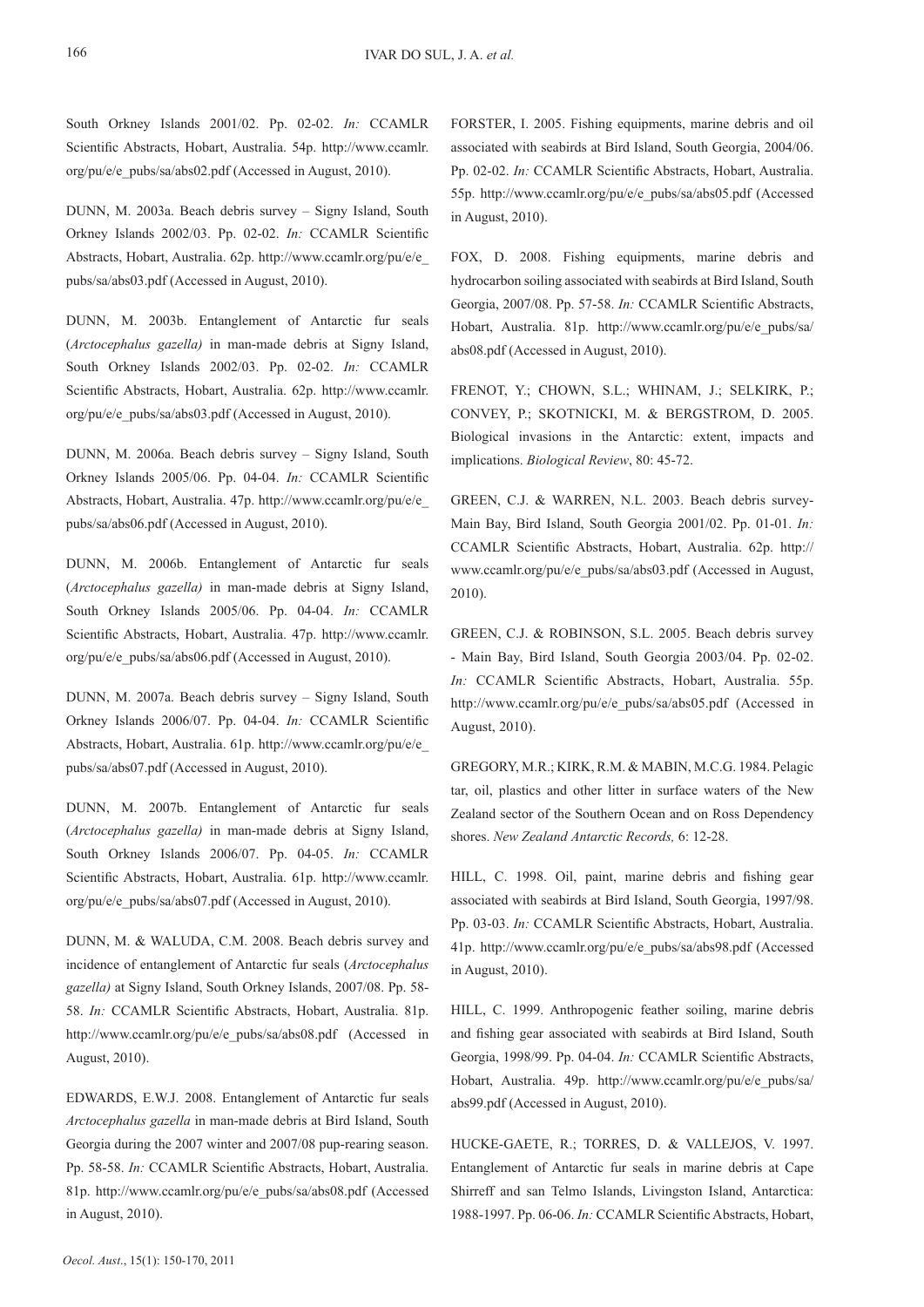South Orkney Islands 2001/02. Pp. 02-02. *In:* CCAMLR Scientific Abstracts, Hobart, Australia. 54p. http://www.ccamlr.org/pu/e/e_pubs/sa/abs02.pdf (Accessed in August, 2010).

DUNN, M. 2003a. Beach debris survey – Signy Island, South Orkney Islands 2002/03. Pp. 02-02. *In:* CCAMLR Scientific Abstracts, Hobart, Australia. 62p. http://www.ccamlr.org/pu/e/e_pubs/sa/abs03.pdf (Accessed in August, 2010).

DUNN, M. 2003b. Entanglement of Antarctic fur seals (*Arctocephalus gazella)* in man-made debris at Signy Island, South Orkney Islands 2002/03. Pp. 02-02. *In:* CCAMLR Scientific Abstracts, Hobart, Australia. 62p. http://www.ccamlr.org/pu/e/e_pubs/sa/abs03.pdf (Accessed in August, 2010).

DUNN, M. 2006a. Beach debris survey – Signy Island, South Orkney Islands 2005/06. Pp. 04-04. *In:* CCAMLR Scientific Abstracts, Hobart, Australia. 47p. http://www.ccamlr.org/pu/e/e_pubs/sa/abs06.pdf (Accessed in August, 2010).

DUNN, M. 2006b. Entanglement of Antarctic fur seals (*Arctocephalus gazella)* in man-made debris at Signy Island, South Orkney Islands 2005/06. Pp. 04-04. *In:* CCAMLR Scientific Abstracts, Hobart, Australia. 47p. http://www.ccamlr.org/pu/e/e_pubs/sa/abs06.pdf (Accessed in August, 2010).

DUNN, M. 2007a. Beach debris survey – Signy Island, South Orkney Islands 2006/07. Pp. 04-04. *In:* CCAMLR Scientific Abstracts, Hobart, Australia. 61p. http://www.ccamlr.org/pu/e/e_pubs/sa/abs07.pdf (Accessed in August, 2010).

DUNN, M. 2007b. Entanglement of Antarctic fur seals (*Arctocephalus gazella)* in man-made debris at Signy Island, South Orkney Islands 2006/07. Pp. 04-05. *In:* CCAMLR Scientific Abstracts, Hobart, Australia. 61p. http://www.ccamlr.org/pu/e/e_pubs/sa/abs07.pdf (Accessed in August, 2010).

DUNN, M. & WALUDA, C.M. 2008. Beach debris survey and incidence of entanglement of Antarctic fur seals (*Arctocephalus gazella)* at Signy Island, South Orkney Islands, 2007/08. Pp. 58-58. *In:* CCAMLR Scientific Abstracts, Hobart, Australia. 81p. http://www.ccamlr.org/pu/e/e_pubs/sa/abs08.pdf (Accessed in August, 2010).

EDWARDS, E.W.J. 2008. Entanglement of Antarctic fur seals *Arctocephalus gazella* in man-made debris at Bird Island, South Georgia during the 2007 winter and 2007/08 pup-rearing season. Pp. 58-58. *In:* CCAMLR Scientific Abstracts, Hobart, Australia. 81p. http://www.ccamlr.org/pu/e/e_pubs/sa/abs08.pdf (Accessed in August, 2010).

FORSTER, I. 2005. Fishing equipments, marine debris and oil associated with seabirds at Bird Island, South Georgia, 2004/06. Pp. 02-02. *In:* CCAMLR Scientific Abstracts, Hobart, Australia. 55p. http://www.ccamlr.org/pu/e/e_pubs/sa/abs05.pdf (Accessed in August, 2010).

FOX, D. 2008. Fishing equipments, marine debris and hydrocarbon soiling associated with seabirds at Bird Island, South Georgia, 2007/08. Pp. 57-58. *In:* CCAMLR Scientific Abstracts, Hobart, Australia. 81p. http://www.ccamlr.org/pu/e/e_pubs/sa/abs08.pdf (Accessed in August, 2010).

FRENOT, Y.; CHOWN, S.L.; WHINAM, J.; SELKIRK, P.; CONVEY, P.; SKOTNICKI, M. & BERGSTROM, D. 2005. Biological invasions in the Antarctic: extent, impacts and implications. *Biological Review*, 80: 45-72.

GREEN, C.J. & WARREN, N.L. 2003. Beach debris survey-Main Bay, Bird Island, South Georgia 2001/02. Pp. 01-01. *In:* CCAMLR Scientific Abstracts, Hobart, Australia. 62p. http://www.ccamlr.org/pu/e/e_pubs/sa/abs03.pdf (Accessed in August, 2010).

GREEN, C.J. & ROBINSON, S.L. 2005. Beach debris survey - Main Bay, Bird Island, South Georgia 2003/04. Pp. 02-02. *In:* CCAMLR Scientific Abstracts, Hobart, Australia. 55p. http://www.ccamlr.org/pu/e/e_pubs/sa/abs05.pdf (Accessed in August, 2010).

GREGORY, M.R.; KIRK, R.M. & MABIN, M.C.G. 1984. Pelagic tar, oil, plastics and other litter in surface waters of the New Zealand sector of the Southern Ocean and on Ross Dependency shores. *New Zealand Antarctic Records,* 6: 12-28.

HILL, C. 1998. Oil, paint, marine debris and fishing gear associated with seabirds at Bird Island, South Georgia, 1997/98. Pp. 03-03. *In:* CCAMLR Scientific Abstracts, Hobart, Australia. 41p. http://www.ccamlr.org/pu/e/e_pubs/sa/abs98.pdf (Accessed in August, 2010).

HILL, C. 1999. Anthropogenic feather soiling, marine debris and fishing gear associated with seabirds at Bird Island, South Georgia, 1998/99. Pp. 04-04. *In:* CCAMLR Scientific Abstracts, Hobart, Australia. 49p. http://www.ccamlr.org/pu/e/e_pubs/sa/abs99.pdf (Accessed in August, 2010).

HUCKE-GAETE, R.; TORRES, D. & VALLEJOS, V. 1997. Entanglement of Antarctic fur seals in marine debris at Cape Shirreff and san Telmo Islands, Livingston Island, Antarctica: 1988-1997. Pp. 06-06. *In:* CCAMLR Scientific Abstracts, Hobart,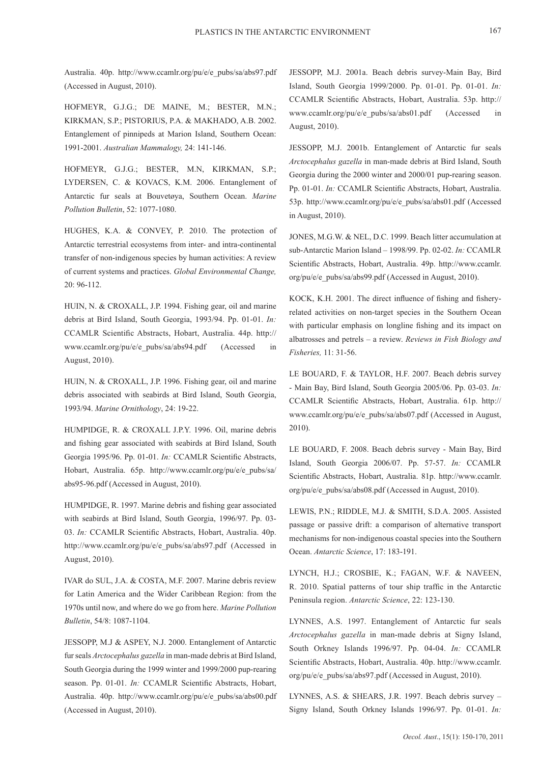Australia. 40p. http://www.ccamlr.org/pu/e/e_pubs/sa/abs97.pdf (Accessed in August, 2010).

HOFMEYR, G.J.G.; DE MAINE, M.; BESTER, M.N.; KIRKMAN, S.P.; PISTORIUS, P.A. & MAKHADO, A.B. 2002. Entanglement of pinnipeds at Marion Island, Southern Ocean: 1991-2001. *Australian Mammalogy,* 24: 141-146.

HOFMEYR, G.J.G.; BESTER, M.N, KIRKMAN, S.P.; LYDERSEN, C. & KOVACS, K.M. 2006. Entanglement of Antarctic fur seals at Bouvetøya, Southern Ocean. *Marine Pollution Bulletin*, 52: 1077-1080.

HUGHES, K.A. & CONVEY, P. 2010. The protection of Antarctic terrestrial ecosystems from inter- and intra-continental transfer of non-indigenous species by human activities: A review of current systems and practices. *Global Environmental Change,* 20: 96-112.

HUIN, N. & CROXALL, J.P. 1994. Fishing gear, oil and marine debris at Bird Island, South Georgia, 1993/94. Pp. 01-01. *In:* CCAMLR Scientific Abstracts, Hobart, Australia. 44p. http://www.ccamlr.org/pu/e/e_pubs/sa/abs94.pdf (Accessed in August, 2010).

HUIN, N. & CROXALL, J.P. 1996. Fishing gear, oil and marine debris associated with seabirds at Bird Island, South Georgia, 1993/94. *Marine Ornithology*, 24: 19-22.

HUMPIDGE, R. & CROXALL J.P.Y. 1996. Oil, marine debris and fishing gear associated with seabirds at Bird Island, South Georgia 1995/96. Pp. 01-01. *In:* CCAMLR Scientific Abstracts, Hobart, Australia. 65p. http://www.ccamlr.org/pu/e/e_pubs/sa/abs95-96.pdf (Accessed in August, 2010).

HUMPIDGE, R. 1997. Marine debris and fishing gear associated with seabirds at Bird Island, South Georgia, 1996/97. Pp. 03-03. *In:* CCAMLR Scientific Abstracts, Hobart, Australia. 40p. http://www.ccamlr.org/pu/e/e_pubs/sa/abs97.pdf (Accessed in August, 2010).

IVAR do SUL, J.A. & COSTA, M.F. 2007. Marine debris review for Latin America and the Wider Caribbean Region: from the 1970s until now, and where do we go from here. *Marine Pollution Bulletin*, 54/8: 1087-1104.

JESSOPP, M.J & ASPEY, N.J. 2000. Entanglement of Antarctic fur seals *Arctocephalus gazella* in man-made debris at Bird Island, South Georgia during the 1999 winter and 1999/2000 pup-rearing season. Pp. 01-01. *In:* CCAMLR Scientific Abstracts, Hobart, Australia. 40p. http://www.ccamlr.org/pu/e/e_pubs/sa/abs00.pdf (Accessed in August, 2010).

JESSOPP, M.J. 2001a. Beach debris survey-Main Bay, Bird Island, South Georgia 1999/2000. Pp. 01-01. Pp. 01-01. *In:* CCAMLR Scientific Abstracts, Hobart, Australia. 53p. http://www.ccamlr.org/pu/e/e_pubs/sa/abs01.pdf (Accessed in August, 2010).

JESSOPP, M.J. 2001b. Entanglement of Antarctic fur seals *Arctocephalus gazella* in man-made debris at Bird Island, South Georgia during the 2000 winter and 2000/01 pup-rearing season. Pp. 01-01. *In:* CCAMLR Scientific Abstracts, Hobart, Australia. 53p. http://www.ccamlr.org/pu/e/e_pubs/sa/abs01.pdf (Accessed in August, 2010).

JONES, M.G.W. & NEL, D.C. 1999. Beach litter accumulation at sub-Antarctic Marion Island – 1998/99. Pp. 02-02. *In:* CCAMLR Scientific Abstracts, Hobart, Australia. 49p. http://www.ccamlr.org/pu/e/e_pubs/sa/abs99.pdf (Accessed in August, 2010).

KOCK, K.H. 2001. The direct influence of fishing and fishery-related activities on non-target species in the Southern Ocean with particular emphasis on longline fishing and its impact on albatrosses and petrels – a review. *Reviews in Fish Biology and Fisheries,* 11: 31-56.

LE BOUARD, F. & TAYLOR, H.F. 2007. Beach debris survey - Main Bay, Bird Island, South Georgia 2005/06. Pp. 03-03. *In:* CCAMLR Scientific Abstracts, Hobart, Australia. 61p. http://www.ccamlr.org/pu/e/e_pubs/sa/abs07.pdf (Accessed in August, 2010).

LE BOUARD, F. 2008. Beach debris survey - Main Bay, Bird Island, South Georgia 2006/07. Pp. 57-57. *In:* CCAMLR Scientific Abstracts, Hobart, Australia. 81p. http://www.ccamlr.org/pu/e/e_pubs/sa/abs08.pdf (Accessed in August, 2010).

LEWIS, P.N.; RIDDLE, M.J. & SMITH, S.D.A. 2005. Assisted passage or passive drift: a comparison of alternative transport mechanisms for non-indigenous coastal species into the Southern Ocean. *Antarctic Science*, 17: 183-191.

LYNCH, H.J.; CROSBIE, K.; FAGAN, W.F. & NAVEEN, R. 2010. Spatial patterns of tour ship traffic in the Antarctic Peninsula region. *Antarctic Science*, 22: 123-130.

LYNNES, A.S. 1997. Entanglement of Antarctic fur seals *Arctocephalus gazella* in man-made debris at Signy Island, South Orkney Islands 1996/97. Pp. 04-04. *In:* CCAMLR Scientific Abstracts, Hobart, Australia. 40p. http://www.ccamlr.org/pu/e/e_pubs/sa/abs97.pdf (Accessed in August, 2010).

LYNNES, A.S. & SHEARS, J.R. 1997. Beach debris survey – Signy Island, South Orkney Islands 1996/97. Pp. 01-01. *In:*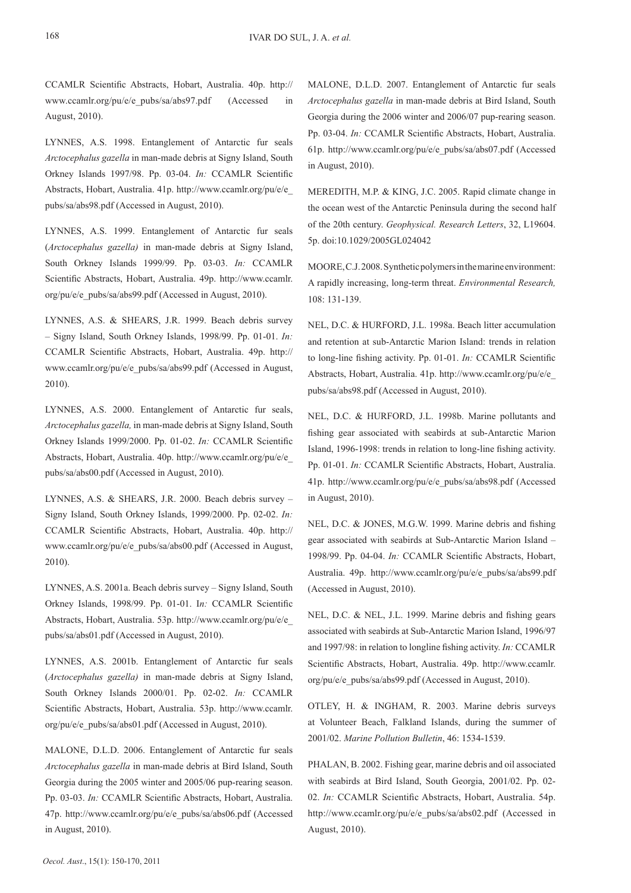CCAMLR Scientific Abstracts, Hobart, Australia. 40p. http://www.ccamlr.org/pu/e/e_pubs/sa/abs97.pdf (Accessed in August, 2010).

LYNNES, A.S. 1998. Entanglement of Antarctic fur seals *Arctocephalus gazella* in man-made debris at Signy Island, South Orkney Islands 1997/98. Pp. 03-04. *In:* CCAMLR Scientific Abstracts, Hobart, Australia. 41p. http://www.ccamlr.org/pu/e/e_pubs/sa/abs98.pdf (Accessed in August, 2010).

LYNNES, A.S. 1999. Entanglement of Antarctic fur seals (*Arctocephalus gazella)* in man-made debris at Signy Island, South Orkney Islands 1999/99. Pp. 03-03. *In:* CCAMLR Scientific Abstracts, Hobart, Australia. 49p. http://www.ccamlr.org/pu/e/e_pubs/sa/abs99.pdf (Accessed in August, 2010).

LYNNES, A.S. & SHEARS, J.R. 1999. Beach debris survey – Signy Island, South Orkney Islands, 1998/99. Pp. 01-01. *In:* CCAMLR Scientific Abstracts, Hobart, Australia. 49p. http://www.ccamlr.org/pu/e/e_pubs/sa/abs99.pdf (Accessed in August, 2010).

LYNNES, A.S. 2000. Entanglement of Antarctic fur seals, *Arctocephalus gazella,* in man-made debris at Signy Island, South Orkney Islands 1999/2000. Pp. 01-02. *In:* CCAMLR Scientific Abstracts, Hobart, Australia. 40p. http://www.ccamlr.org/pu/e/e_pubs/sa/abs00.pdf (Accessed in August, 2010).

LYNNES, A.S. & SHEARS, J.R. 2000. Beach debris survey – Signy Island, South Orkney Islands, 1999/2000. Pp. 02-02. *In:* CCAMLR Scientific Abstracts, Hobart, Australia. 40p. http://www.ccamlr.org/pu/e/e_pubs/sa/abs00.pdf (Accessed in August, 2010).

LYNNES, A.S. 2001a. Beach debris survey – Signy Island, South Orkney Islands, 1998/99. Pp. 01-01. I*n:* CCAMLR Scientific Abstracts, Hobart, Australia. 53p. http://www.ccamlr.org/pu/e/e_pubs/sa/abs01.pdf (Accessed in August, 2010).

LYNNES, A.S. 2001b. Entanglement of Antarctic fur seals (*Arctocephalus gazella)* in man-made debris at Signy Island, South Orkney Islands 2000/01. Pp. 02-02. *In:* CCAMLR Scientific Abstracts, Hobart, Australia. 53p. http://www.ccamlr.org/pu/e/e_pubs/sa/abs01.pdf (Accessed in August, 2010).

MALONE, D.L.D. 2006. Entanglement of Antarctic fur seals *Arctocephalus gazella* in man-made debris at Bird Island, South Georgia during the 2005 winter and 2005/06 pup-rearing season. Pp. 03-03. *In:* CCAMLR Scientific Abstracts, Hobart, Australia. 47p. http://www.ccamlr.org/pu/e/e_pubs/sa/abs06.pdf (Accessed in August, 2010).

MALONE, D.L.D. 2007. Entanglement of Antarctic fur seals *Arctocephalus gazella* in man-made debris at Bird Island, South Georgia during the 2006 winter and 2006/07 pup-rearing season. Pp. 03-04. *In:* CCAMLR Scientific Abstracts, Hobart, Australia. 61p. http://www.ccamlr.org/pu/e/e_pubs/sa/abs07.pdf (Accessed in August, 2010).

MEREDITH, M.P. & KING, J.C. 2005. Rapid climate change in the ocean west of the Antarctic Peninsula during the second half of the 20th century. *Geophysical. Research Letters*, 32, L19604. 5p. doi:10.1029/2005GL024042

MOORE, C.J. 2008. Synthetic polymers in the marine environment: A rapidly increasing, long-term threat. *Environmental Research,* 108: 131-139.

NEL, D.C. & HURFORD, J.L. 1998a. Beach litter accumulation and retention at sub-Antarctic Marion Island: trends in relation to long-line fishing activity. Pp. 01-01. *In:* CCAMLR Scientific Abstracts, Hobart, Australia. 41p. http://www.ccamlr.org/pu/e/e_pubs/sa/abs98.pdf (Accessed in August, 2010).

NEL, D.C. & HURFORD, J.L. 1998b. Marine pollutants and fishing gear associated with seabirds at sub-Antarctic Marion Island, 1996-1998: trends in relation to long-line fishing activity. Pp. 01-01. *In:* CCAMLR Scientific Abstracts, Hobart, Australia. 41p. http://www.ccamlr.org/pu/e/e_pubs/sa/abs98.pdf (Accessed in August, 2010).

NEL, D.C. & JONES, M.G.W. 1999. Marine debris and fishing gear associated with seabirds at Sub-Antarctic Marion Island – 1998/99. Pp. 04-04. *In:* CCAMLR Scientific Abstracts, Hobart, Australia. 49p. http://www.ccamlr.org/pu/e/e_pubs/sa/abs99.pdf (Accessed in August, 2010).

NEL, D.C. & NEL, J.L. 1999. Marine debris and fishing gears associated with seabirds at Sub-Antarctic Marion Island, 1996/97 and 1997/98: in relation to longline fishing activity. *In:* CCAMLR Scientific Abstracts, Hobart, Australia. 49p. http://www.ccamlr.org/pu/e/e_pubs/sa/abs99.pdf (Accessed in August, 2010).

OTLEY, H. & INGHAM, R. 2003. Marine debris surveys at Volunteer Beach, Falkland Islands, during the summer of 2001/02. *Marine Pollution Bulletin*, 46: 1534-1539.

PHALAN, B. 2002. Fishing gear, marine debris and oil associated with seabirds at Bird Island, South Georgia, 2001/02. Pp. 02-02. *In:* CCAMLR Scientific Abstracts, Hobart, Australia. 54p. http://www.ccamlr.org/pu/e/e_pubs/sa/abs02.pdf (Accessed in August, 2010).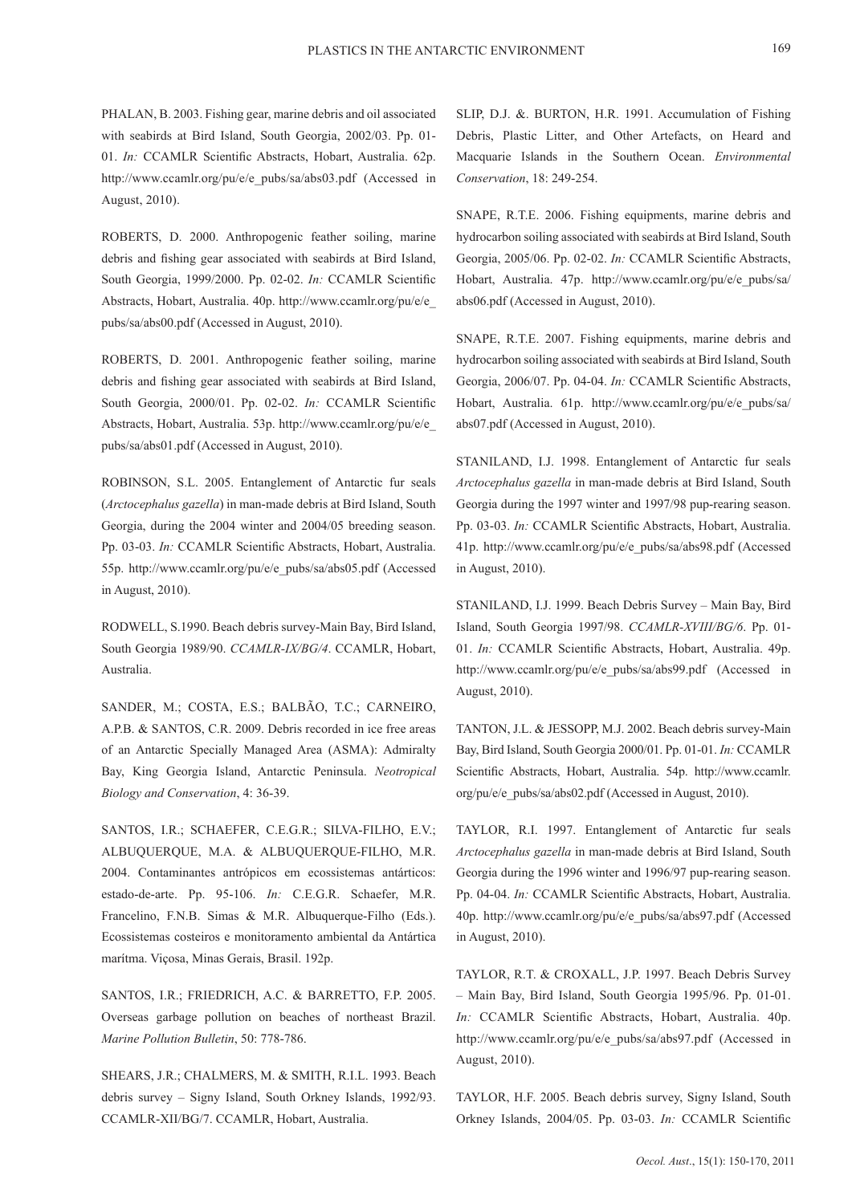PHALAN, B. 2003. Fishing gear, marine debris and oil associated with seabirds at Bird Island, South Georgia, 2002/03. Pp. 01-01. *In:* CCAMLR Scientific Abstracts, Hobart, Australia. 62p. http://www.ccamlr.org/pu/e/e_pubs/sa/abs03.pdf (Accessed in August, 2010).

ROBERTS, D. 2000. Anthropogenic feather soiling, marine debris and fishing gear associated with seabirds at Bird Island, South Georgia, 1999/2000. Pp. 02-02. *In:* CCAMLR Scientific Abstracts, Hobart, Australia. 40p. http://www.ccamlr.org/pu/e/e_pubs/sa/abs00.pdf (Accessed in August, 2010).

ROBERTS, D. 2001. Anthropogenic feather soiling, marine debris and fishing gear associated with seabirds at Bird Island, South Georgia, 2000/01. Pp. 02-02. *In:* CCAMLR Scientific Abstracts, Hobart, Australia. 53p. http://www.ccamlr.org/pu/e/e_pubs/sa/abs01.pdf (Accessed in August, 2010).

ROBINSON, S.L. 2005. Entanglement of Antarctic fur seals (*Arctocephalus gazella*) in man-made debris at Bird Island, South Georgia, during the 2004 winter and 2004/05 breeding season. Pp. 03-03. *In:* CCAMLR Scientific Abstracts, Hobart, Australia. 55p. http://www.ccamlr.org/pu/e/e_pubs/sa/abs05.pdf (Accessed in August, 2010).

RODWELL, S.1990. Beach debris survey-Main Bay, Bird Island, South Georgia 1989/90. *CCAMLR-IX/BG/4*. CCAMLR, Hobart, Australia.

SANDER, M.; COSTA, E.S.; BALBÃO, T.C.; CARNEIRO, A.P.B. & SANTOS, C.R. 2009. Debris recorded in ice free areas of an Antarctic Specially Managed Area (ASMA): Admiralty Bay, King Georgia Island, Antarctic Peninsula. *Neotropical Biology and Conservation*, 4: 36-39.

SANTOS, I.R.; SCHAEFER, C.E.G.R.; SILVA-FILHO, E.V.; ALBUQUERQUE, M.A. & ALBUQUERQUE-FILHO, M.R. 2004. Contaminantes antrópicos em ecossistemas antárticos: estado-de-arte. Pp. 95-106. *In:* C.E.G.R. Schaefer, M.R. Francelino, F.N.B. Simas & M.R. Albuquerque-Filho (Eds.). Ecossistemas costeiros e monitoramento ambiental da Antártica marítma. Viçosa, Minas Gerais, Brasil. 192p.

SANTOS, I.R.; FRIEDRICH, A.C. & BARRETTO, F.P. 2005. Overseas garbage pollution on beaches of northeast Brazil. *Marine Pollution Bulletin*, 50: 778-786.

SHEARS, J.R.; CHALMERS, M. & SMITH, R.I.L. 1993. Beach debris survey – Signy Island, South Orkney Islands, 1992/93. CCAMLR-XII/BG/7. CCAMLR, Hobart, Australia.

SLIP, D.J. &. BURTON, H.R. 1991. Accumulation of Fishing Debris, Plastic Litter, and Other Artefacts, on Heard and Macquarie Islands in the Southern Ocean. *Environmental Conservation*, 18: 249-254.

SNAPE, R.T.E. 2006. Fishing equipments, marine debris and hydrocarbon soiling associated with seabirds at Bird Island, South Georgia, 2005/06. Pp. 02-02. *In:* CCAMLR Scientific Abstracts, Hobart, Australia. 47p. http://www.ccamlr.org/pu/e/e_pubs/sa/abs06.pdf (Accessed in August, 2010).

SNAPE, R.T.E. 2007. Fishing equipments, marine debris and hydrocarbon soiling associated with seabirds at Bird Island, South Georgia, 2006/07. Pp. 04-04. *In:* CCAMLR Scientific Abstracts, Hobart, Australia. 61p. http://www.ccamlr.org/pu/e/e_pubs/sa/abs07.pdf (Accessed in August, 2010).

STANILAND, I.J. 1998. Entanglement of Antarctic fur seals *Arctocephalus gazella* in man-made debris at Bird Island, South Georgia during the 1997 winter and 1997/98 pup-rearing season. Pp. 03-03. *In:* CCAMLR Scientific Abstracts, Hobart, Australia. 41p. http://www.ccamlr.org/pu/e/e_pubs/sa/abs98.pdf (Accessed in August, 2010).

STANILAND, I.J. 1999. Beach Debris Survey – Main Bay, Bird Island, South Georgia 1997/98. *CCAMLR-XVIII/BG/6*. Pp. 01-01. *In:* CCAMLR Scientific Abstracts, Hobart, Australia. 49p. http://www.ccamlr.org/pu/e/e_pubs/sa/abs99.pdf (Accessed in August, 2010).

TANTON, J.L. & JESSOPP, M.J. 2002. Beach debris survey-Main Bay, Bird Island, South Georgia 2000/01. Pp. 01-01. *In:* CCAMLR Scientific Abstracts, Hobart, Australia. 54p. http://www.ccamlr.org/pu/e/e_pubs/sa/abs02.pdf (Accessed in August, 2010).

TAYLOR, R.I. 1997. Entanglement of Antarctic fur seals *Arctocephalus gazella* in man-made debris at Bird Island, South Georgia during the 1996 winter and 1996/97 pup-rearing season. Pp. 04-04. *In:* CCAMLR Scientific Abstracts, Hobart, Australia. 40p. http://www.ccamlr.org/pu/e/e_pubs/sa/abs97.pdf (Accessed in August, 2010).

TAYLOR, R.T. & CROXALL, J.P. 1997. Beach Debris Survey – Main Bay, Bird Island, South Georgia 1995/96. Pp. 01-01. *In:* CCAMLR Scientific Abstracts, Hobart, Australia. 40p. http://www.ccamlr.org/pu/e/e_pubs/sa/abs97.pdf (Accessed in August, 2010).

TAYLOR, H.F. 2005. Beach debris survey, Signy Island, South Orkney Islands, 2004/05. Pp. 03-03. *In:* CCAMLR Scientific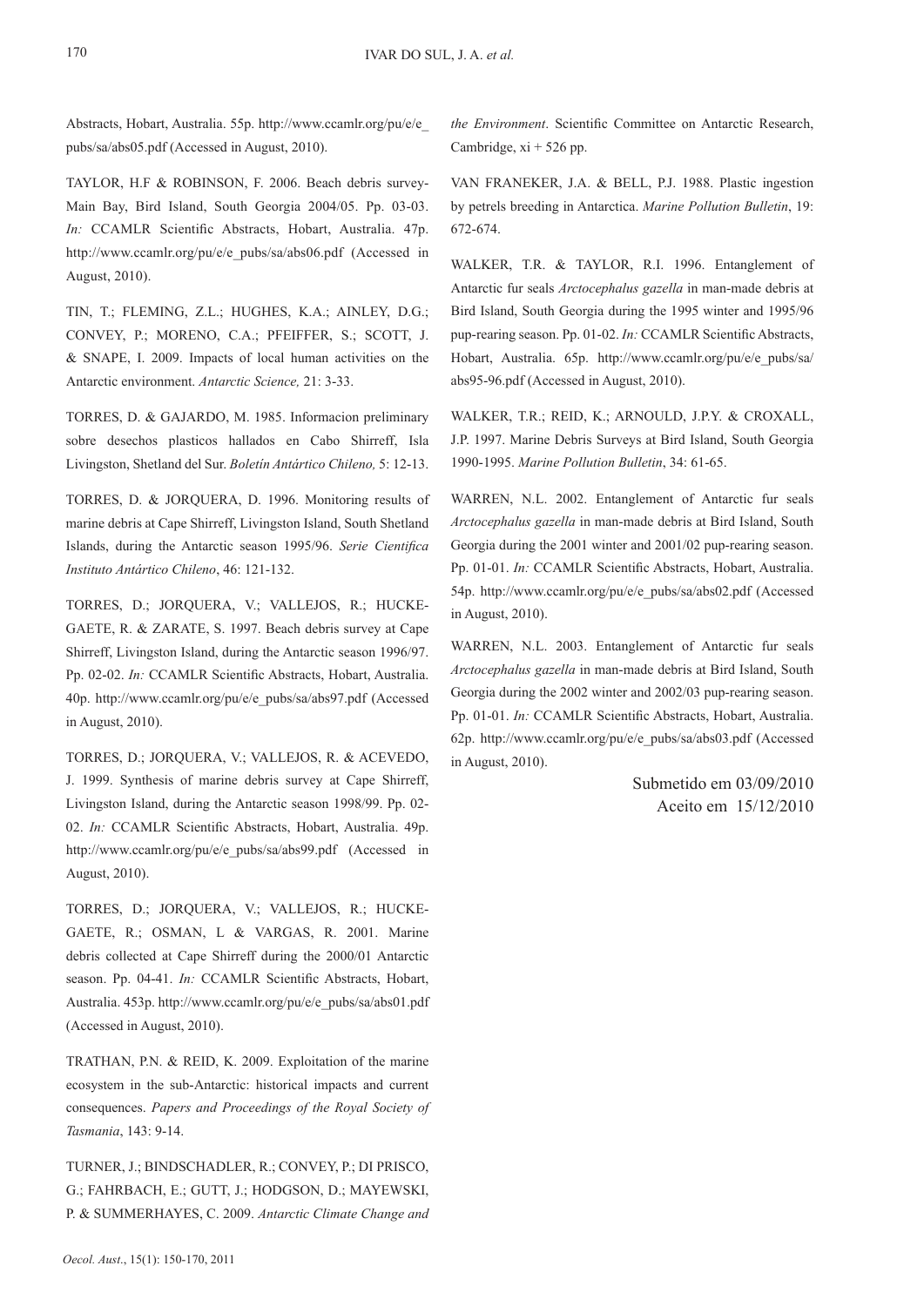Abstracts, Hobart, Australia. 55p. http://www.ccamlr.org/pu/e/e_pubs/sa/abs05.pdf (Accessed in August, 2010).

TAYLOR, H.F & ROBINSON, F. 2006. Beach debris survey- Main Bay, Bird Island, South Georgia 2004/05. Pp. 03-03. *In:* CCAMLR Scientific Abstracts, Hobart, Australia. 47p. http://www.ccamlr.org/pu/e/e_pubs/sa/abs06.pdf (Accessed in August, 2010).

TIN, T.; FLEMING, Z.L.; HUGHES, K.A.; AINLEY, D.G.; CONVEY, P.; MORENO, C.A.; PFEIFFER, S.; SCOTT, J. & SNAPE, I. 2009. Impacts of local human activities on the Antarctic environment. *Antarctic Science,* 21: 3-33.

TORRES, D. & GAJARDO, M. 1985. Informacion preliminary sobre desechos plasticos hallados en Cabo Shirreff, Isla Livingston, Shetland del Sur. *Boletín Antártico Chileno,* 5: 12-13.

TORRES, D. & JORQUERA, D. 1996. Monitoring results of marine debris at Cape Shirreff, Livingston Island, South Shetland Islands, during the Antarctic season 1995/96. *Serie Cientifica Instituto Antártico Chileno*, 46: 121-132.

TORRES, D.; JORQUERA, V.; VALLEJOS, R.; HUCKE-GAETE, R. & ZARATE, S. 1997. Beach debris survey at Cape Shirreff, Livingston Island, during the Antarctic season 1996/97. Pp. 02-02. *In:* CCAMLR Scientific Abstracts, Hobart, Australia. 40p. http://www.ccamlr.org/pu/e/e_pubs/sa/abs97.pdf (Accessed in August, 2010).

TORRES, D.; JORQUERA, V.; VALLEJOS, R. & ACEVEDO, J. 1999. Synthesis of marine debris survey at Cape Shirreff, Livingston Island, during the Antarctic season 1998/99. Pp. 02-02. *In:* CCAMLR Scientific Abstracts, Hobart, Australia. 49p. http://www.ccamlr.org/pu/e/e_pubs/sa/abs99.pdf (Accessed in August, 2010).

TORRES, D.; JORQUERA, V.; VALLEJOS, R.; HUCKE-GAETE, R.; OSMAN, L & VARGAS, R. 2001. Marine debris collected at Cape Shirreff during the 2000/01 Antarctic season. Pp. 04-41. *In:* CCAMLR Scientific Abstracts, Hobart, Australia. 453p. http://www.ccamlr.org/pu/e/e_pubs/sa/abs01.pdf (Accessed in August, 2010).

TRATHAN, P.N. & REID, K. 2009. Exploitation of the marine ecosystem in the sub-Antarctic: historical impacts and current consequences. *Papers and Proceedings of the Royal Society of Tasmania*, 143: 9-14.

TURNER, J.; BINDSCHADLER, R.; CONVEY, P.; DI PRISCO, G.; FAHRBACH, E.; GUTT, J.; HODGSON, D.; MAYEWSKI, P. & SUMMERHAYES, C. 2009. *Antarctic Climate Change and the Environment*. Scientific Committee on Antarctic Research, Cambridge, xi + 526 pp.

VAN FRANEKER, J.A. & BELL, P.J. 1988. Plastic ingestion by petrels breeding in Antarctica. *Marine Pollution Bulletin*, 19: 672-674.

WALKER, T.R. & TAYLOR, R.I. 1996. Entanglement of Antarctic fur seals *Arctocephalus gazella* in man-made debris at Bird Island, South Georgia during the 1995 winter and 1995/96 pup-rearing season. Pp. 01-02. *In:* CCAMLR Scientific Abstracts, Hobart, Australia. 65p. http://www.ccamlr.org/pu/e/e_pubs/sa/abs95-96.pdf (Accessed in August, 2010).

WALKER, T.R.; REID, K.; ARNOULD, J.P.Y. & CROXALL, J.P. 1997. Marine Debris Surveys at Bird Island, South Georgia 1990-1995. *Marine Pollution Bulletin*, 34: 61-65.

WARREN, N.L. 2002. Entanglement of Antarctic fur seals *Arctocephalus gazella* in man-made debris at Bird Island, South Georgia during the 2001 winter and 2001/02 pup-rearing season. Pp. 01-01. *In:* CCAMLR Scientific Abstracts, Hobart, Australia. 54p. http://www.ccamlr.org/pu/e/e_pubs/sa/abs02.pdf (Accessed in August, 2010).

WARREN, N.L. 2003. Entanglement of Antarctic fur seals *Arctocephalus gazella* in man-made debris at Bird Island, South Georgia during the 2002 winter and 2002/03 pup-rearing season. Pp. 01-01. *In:* CCAMLR Scientific Abstracts, Hobart, Australia. 62p. http://www.ccamlr.org/pu/e/e_pubs/sa/abs03.pdf (Accessed in August, 2010).

Submetido em 03/09/2010
Aceito em 15/12/2010